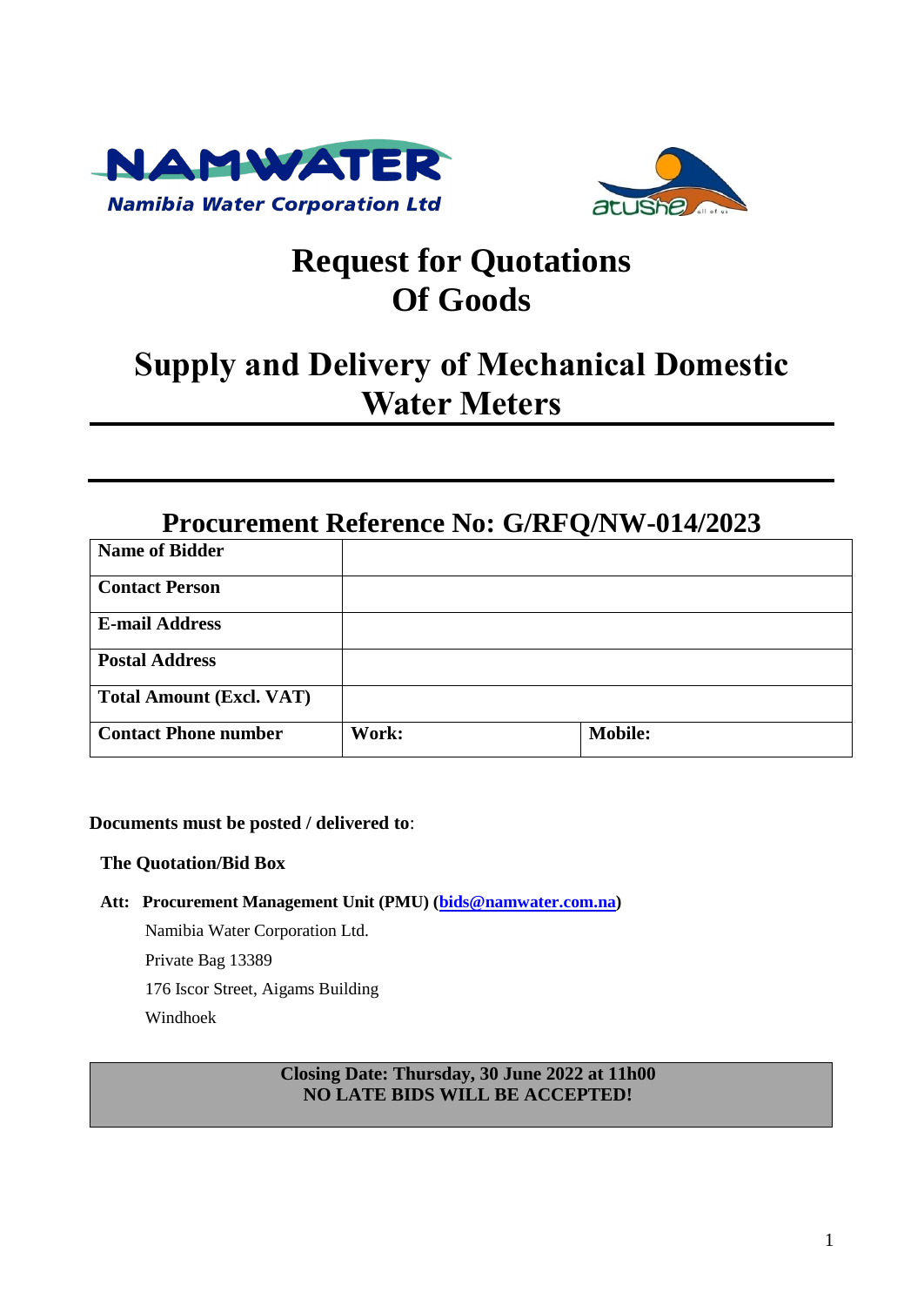NAMWATER

Namibia Water Corporation Ltd

# Request for Quotations Of Goods

# Supply and Delivery of Mechanical Domestic Water Meters

## Procurement Reference No: G/RFQ/NW-014/2023

| Name of Bidder | | |
|---|---|---|
| **Contact Person** | | |
| **E-mail Address** | | |
| **Postal Address** | | |
| **Total Amount (Excl. VAT)** | | |
| **Contact Phone number** | **Work:** | **Mobile:** |

**Documents must be posted / delivered to**:

**The Quotation/Bid Box**

**Att: Procurement Management Unit (PMU) (bids@namwater.com.na)**

Namibia Water Corporation Ltd.

Private Bag 13389

176 Iscor Street, Aigams Building

Windhoek

**Closing Date: Thursday, 30 June 2022 at 11h00**
**NO LATE BIDS WILL BE ACCEPTED!**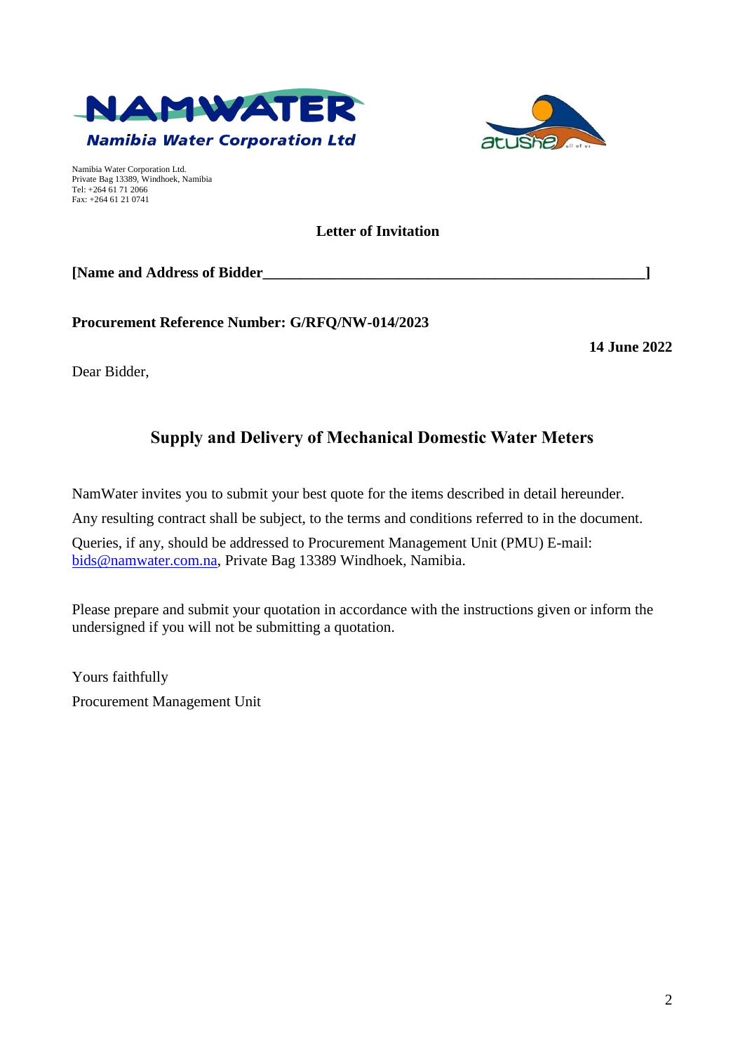**NAMWATER**
**Namibia Water Corporation Ltd**

Namibia Water Corporation Ltd.
Private Bag 13389, Windhoek, Namibia
Tel: +264 61 71 2066
Fax: +264 61 21 0741

**Letter of Invitation**

**[Name and Address of Bidder_____________________________________________________]**

**Procurement Reference Number: G/RFQ/NW-014/2023**

**14 June 2022**

Dear Bidder,

## Supply and Delivery of Mechanical Domestic Water Meters

NamWater invites you to submit your best quote for the items described in detail hereunder.

Any resulting contract shall be subject, to the terms and conditions referred to in the document.

Queries, if any, should be addressed to Procurement Management Unit (PMU) E-mail: bids@namwater.com.na, Private Bag 13389 Windhoek, Namibia.

Please prepare and submit your quotation in accordance with the instructions given or inform the undersigned if you will not be submitting a quotation.

Yours faithfully

Procurement Management Unit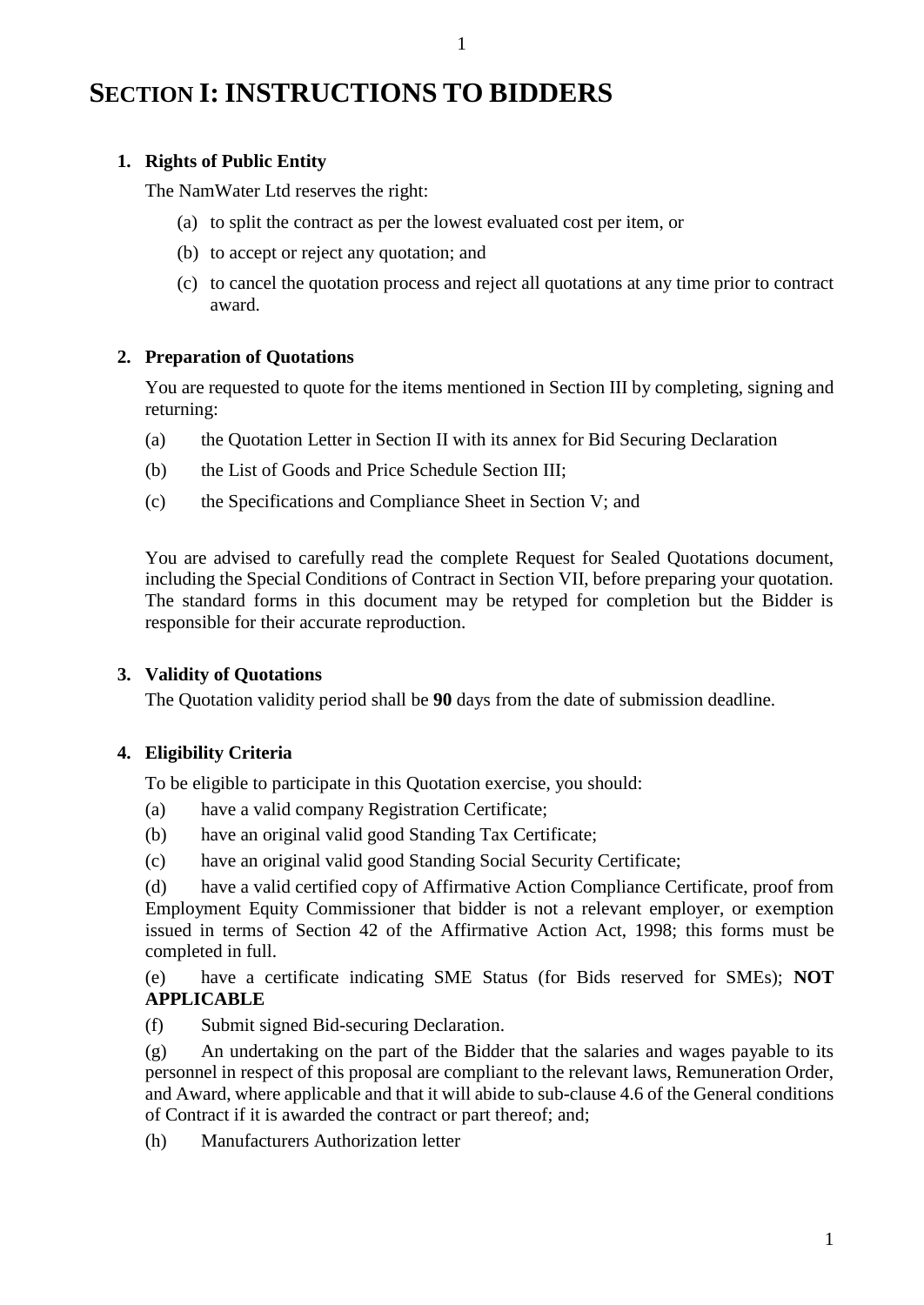# SECTION I: INSTRUCTIONS TO BIDDERS

**1. Rights of Public Entity**

The NamWater Ltd reserves the right:

(a) to split the contract as per the lowest evaluated cost per item, or

(b) to accept or reject any quotation; and

(c) to cancel the quotation process and reject all quotations at any time prior to contract award.

**2. Preparation of Quotations**

You are requested to quote for the items mentioned in Section III by completing, signing and returning:

(a) the Quotation Letter in Section II with its annex for Bid Securing Declaration

(b) the List of Goods and Price Schedule Section III;

(c) the Specifications and Compliance Sheet in Section V; and

You are advised to carefully read the complete Request for Sealed Quotations document, including the Special Conditions of Contract in Section VII, before preparing your quotation. The standard forms in this document may be retyped for completion but the Bidder is responsible for their accurate reproduction.

**3. Validity of Quotations**

The Quotation validity period shall be **90** days from the date of submission deadline.

**4. Eligibility Criteria**

To be eligible to participate in this Quotation exercise, you should:

(a) have a valid company Registration Certificate;

(b) have an original valid good Standing Tax Certificate;

(c) have an original valid good Standing Social Security Certificate;

(d) have a valid certified copy of Affirmative Action Compliance Certificate, proof from Employment Equity Commissioner that bidder is not a relevant employer, or exemption issued in terms of Section 42 of the Affirmative Action Act, 1998; this forms must be completed in full.

(e) have a certificate indicating SME Status (for Bids reserved for SMEs); **NOT APPLICABLE**

(f) Submit signed Bid-securing Declaration.

(g) An undertaking on the part of the Bidder that the salaries and wages payable to its personnel in respect of this proposal are compliant to the relevant laws, Remuneration Order, and Award, where applicable and that it will abide to sub-clause 4.6 of the General conditions of Contract if it is awarded the contract or part thereof; and;

(h) Manufacturers Authorization letter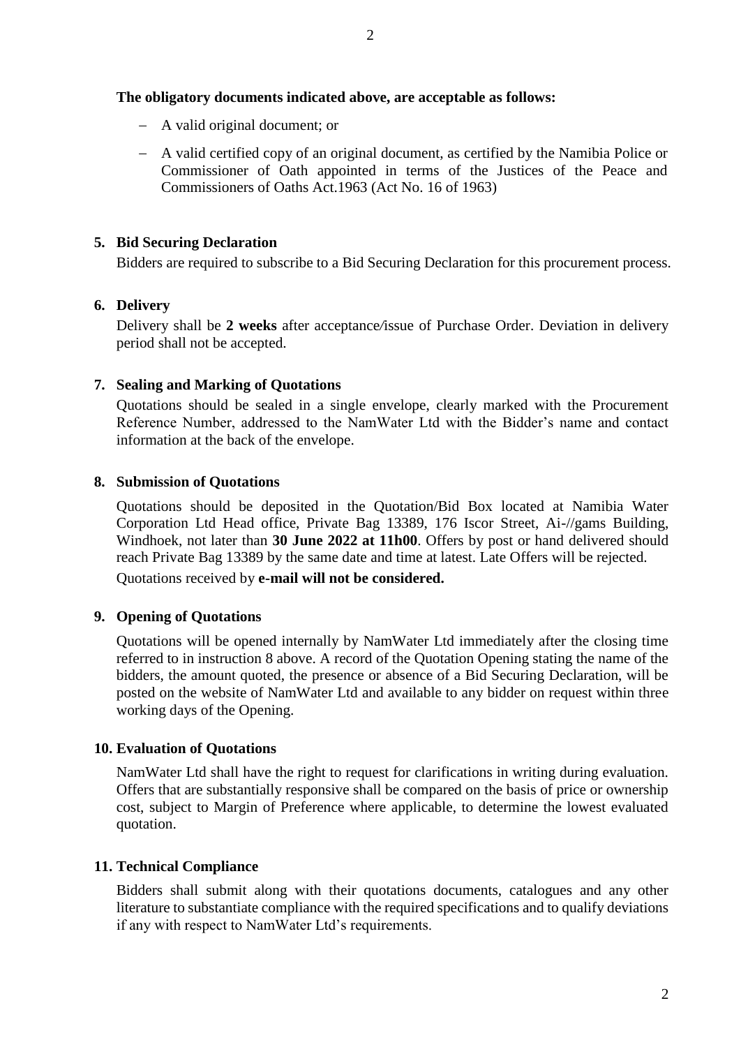**The obligatory documents indicated above, are acceptable as follows:**

- A valid original document; or
- A valid certified copy of an original document, as certified by the Namibia Police or Commissioner of Oath appointed in terms of the Justices of the Peace and Commissioners of Oaths Act.1963 (Act No. 16 of 1963)

**5. Bid Securing Declaration**

Bidders are required to subscribe to a Bid Securing Declaration for this procurement process.

**6. Delivery**

Delivery shall be **2 weeks** after acceptance/issue of Purchase Order. Deviation in delivery period shall not be accepted.

**7. Sealing and Marking of Quotations**

Quotations should be sealed in a single envelope, clearly marked with the Procurement Reference Number, addressed to the NamWater Ltd with the Bidder's name and contact information at the back of the envelope.

**8. Submission of Quotations**

Quotations should be deposited in the Quotation/Bid Box located at Namibia Water Corporation Ltd Head office, Private Bag 13389, 176 Iscor Street, Ai-//gams Building, Windhoek, not later than **30 June 2022 at 11h00**. Offers by post or hand delivered should reach Private Bag 13389 by the same date and time at latest. Late Offers will be rejected.

Quotations received by **e-mail will not be considered.**

**9. Opening of Quotations**

Quotations will be opened internally by NamWater Ltd immediately after the closing time referred to in instruction 8 above. A record of the Quotation Opening stating the name of the bidders, the amount quoted, the presence or absence of a Bid Securing Declaration, will be posted on the website of NamWater Ltd and available to any bidder on request within three working days of the Opening.

**10. Evaluation of Quotations**

NamWater Ltd shall have the right to request for clarifications in writing during evaluation. Offers that are substantially responsive shall be compared on the basis of price or ownership cost, subject to Margin of Preference where applicable, to determine the lowest evaluated quotation.

**11. Technical Compliance**

Bidders shall submit along with their quotations documents, catalogues and any other literature to substantiate compliance with the required specifications and to qualify deviations if any with respect to NamWater Ltd's requirements.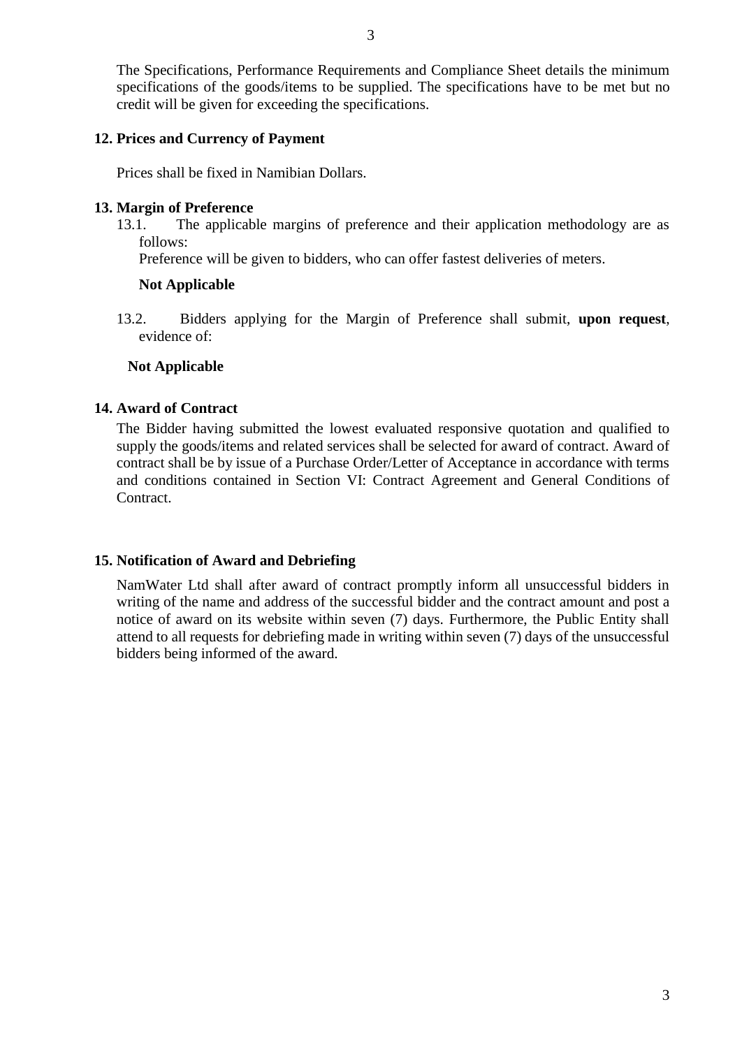The Specifications, Performance Requirements and Compliance Sheet details the minimum specifications of the goods/items to be supplied. The specifications have to be met but no credit will be given for exceeding the specifications.

**12. Prices and Currency of Payment**

Prices shall be fixed in Namibian Dollars.

**13. Margin of Preference**

13.1. The applicable margins of preference and their application methodology are as follows:

Preference will be given to bidders, who can offer fastest deliveries of meters.

**Not Applicable**

13.2. Bidders applying for the Margin of Preference shall submit, **upon request**, evidence of:

**Not Applicable**

**14. Award of Contract**

The Bidder having submitted the lowest evaluated responsive quotation and qualified to supply the goods/items and related services shall be selected for award of contract. Award of contract shall be by issue of a Purchase Order/Letter of Acceptance in accordance with terms and conditions contained in Section VI: Contract Agreement and General Conditions of Contract.

**15. Notification of Award and Debriefing**

NamWater Ltd shall after award of contract promptly inform all unsuccessful bidders in writing of the name and address of the successful bidder and the contract amount and post a notice of award on its website within seven (7) days. Furthermore, the Public Entity shall attend to all requests for debriefing made in writing within seven (7) days of the unsuccessful bidders being informed of the award.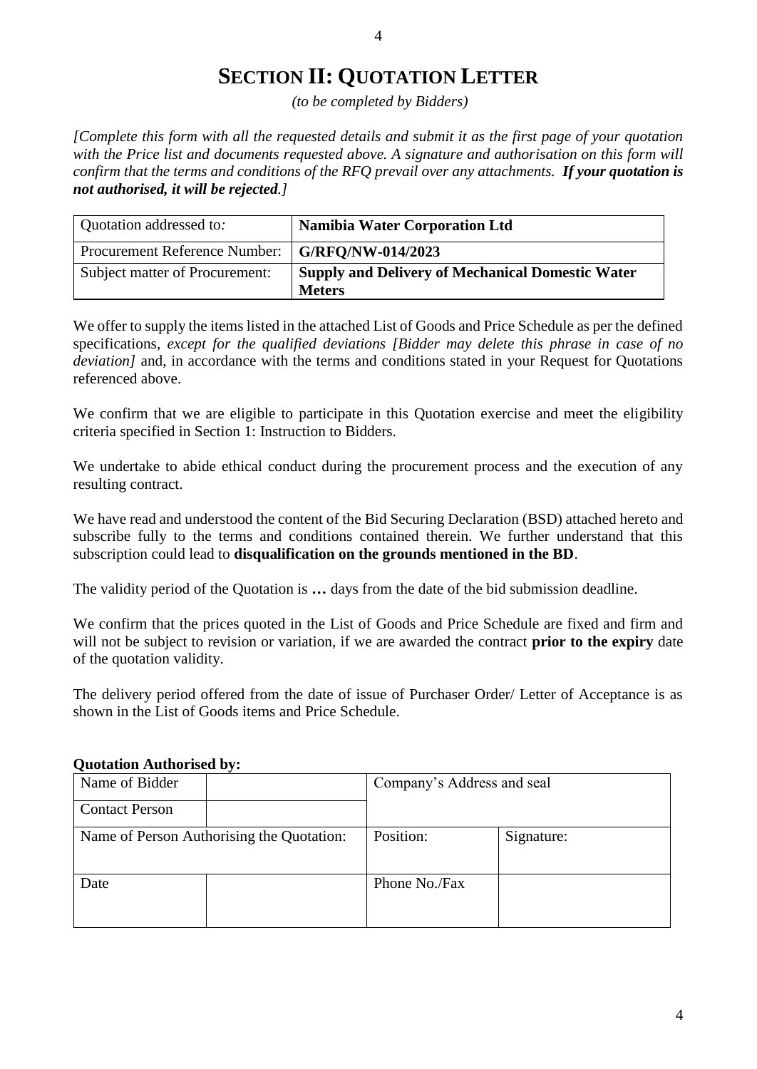# SECTION II: QUOTATION LETTER

*(to be completed by Bidders)*

*[Complete this form with all the requested details and submit it as the first page of your quotation with the Price list and documents requested above. A signature and authorisation on this form will confirm that the terms and conditions of the RFQ prevail over any attachments.* ***If your quotation is not authorised, it will be rejected****.]*

| Quotation addressed to: | **Namibia Water Corporation Ltd** |
|---|---|
| Procurement Reference Number: | **G/RFQ/NW-014/2023** |
| Subject matter of Procurement: | **Supply and Delivery of Mechanical Domestic Water Meters** |

We offer to supply the items listed in the attached List of Goods and Price Schedule as per the defined specifications, *except for the qualified deviations [Bidder may delete this phrase in case of no deviation]* and, in accordance with the terms and conditions stated in your Request for Quotations referenced above.

We confirm that we are eligible to participate in this Quotation exercise and meet the eligibility criteria specified in Section 1: Instruction to Bidders.

We undertake to abide ethical conduct during the procurement process and the execution of any resulting contract.

We have read and understood the content of the Bid Securing Declaration (BSD) attached hereto and subscribe fully to the terms and conditions contained therein. We further understand that this subscription could lead to **disqualification on the grounds mentioned in the BD**.

The validity period of the Quotation is **…** days from the date of the bid submission deadline.

We confirm that the prices quoted in the List of Goods and Price Schedule are fixed and firm and will not be subject to revision or variation, if we are awarded the contract **prior to the expiry** date of the quotation validity.

The delivery period offered from the date of issue of Purchaser Order/ Letter of Acceptance is as shown in the List of Goods items and Price Schedule.

**Quotation Authorised by:**

| Name of Bidder | | Company's Address and seal | |
|---|---|---|---|
| Contact Person | | | |
| Name of Person Authorising the Quotation: | | Position: | Signature: |
| Date | | Phone No./Fax | |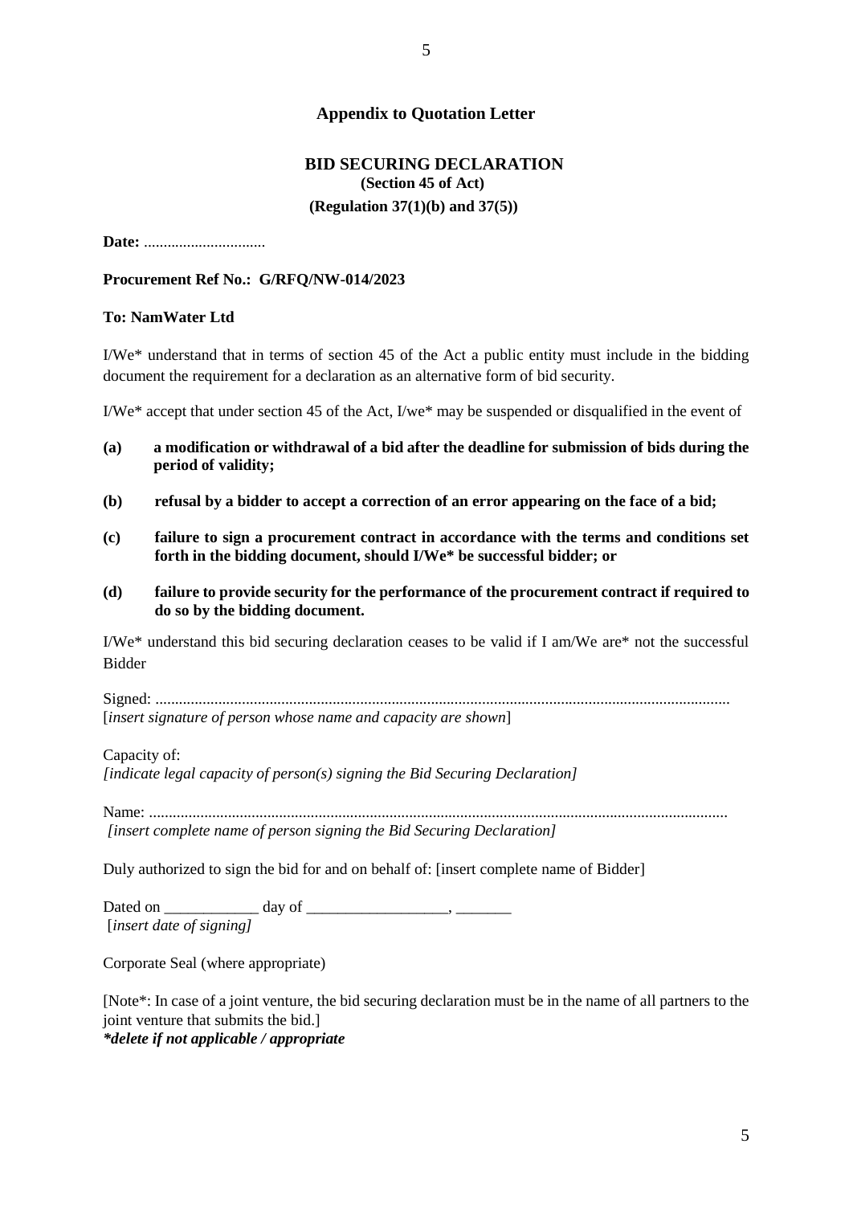## Appendix to Quotation Letter

### BID SECURING DECLARATION
**(Section 45 of Act)**

**(Regulation 37(1)(b) and 37(5))**

**Date:** ..............................

**Procurement Ref No.: G/RFQ/NW-014/2023**

**To: NamWater Ltd**

I/We* understand that in terms of section 45 of the Act a public entity must include in the bidding document the requirement for a declaration as an alternative form of bid security.

I/We* accept that under section 45 of the Act, I/we* may be suspended or disqualified in the event of

**(a) a modification or withdrawal of a bid after the deadline for submission of bids during the period of validity;**

**(b) refusal by a bidder to accept a correction of an error appearing on the face of a bid;**

**(c) failure to sign a procurement contract in accordance with the terms and conditions set forth in the bidding document, should I/We* be successful bidder; or**

**(d) failure to provide security for the performance of the procurement contract if required to do so by the bidding document.**

I/We* understand this bid securing declaration ceases to be valid if I am/We are* not the successful Bidder

Signed: ...............................................................................................................................................
[*insert signature of person whose name and capacity are shown*]

Capacity of:
*[indicate legal capacity of person(s) signing the Bid Securing Declaration]*

Name: ................................................................................................................................................
*[insert complete name of person signing the Bid Securing Declaration]*

Duly authorized to sign the bid for and on behalf of: [insert complete name of Bidder]

Dated on ____________ day of __________________, _______
[*insert date of signing]*

Corporate Seal (where appropriate)

[Note*: In case of a joint venture, the bid securing declaration must be in the name of all partners to the joint venture that submits the bid.]
***delete if not applicable / appropriate***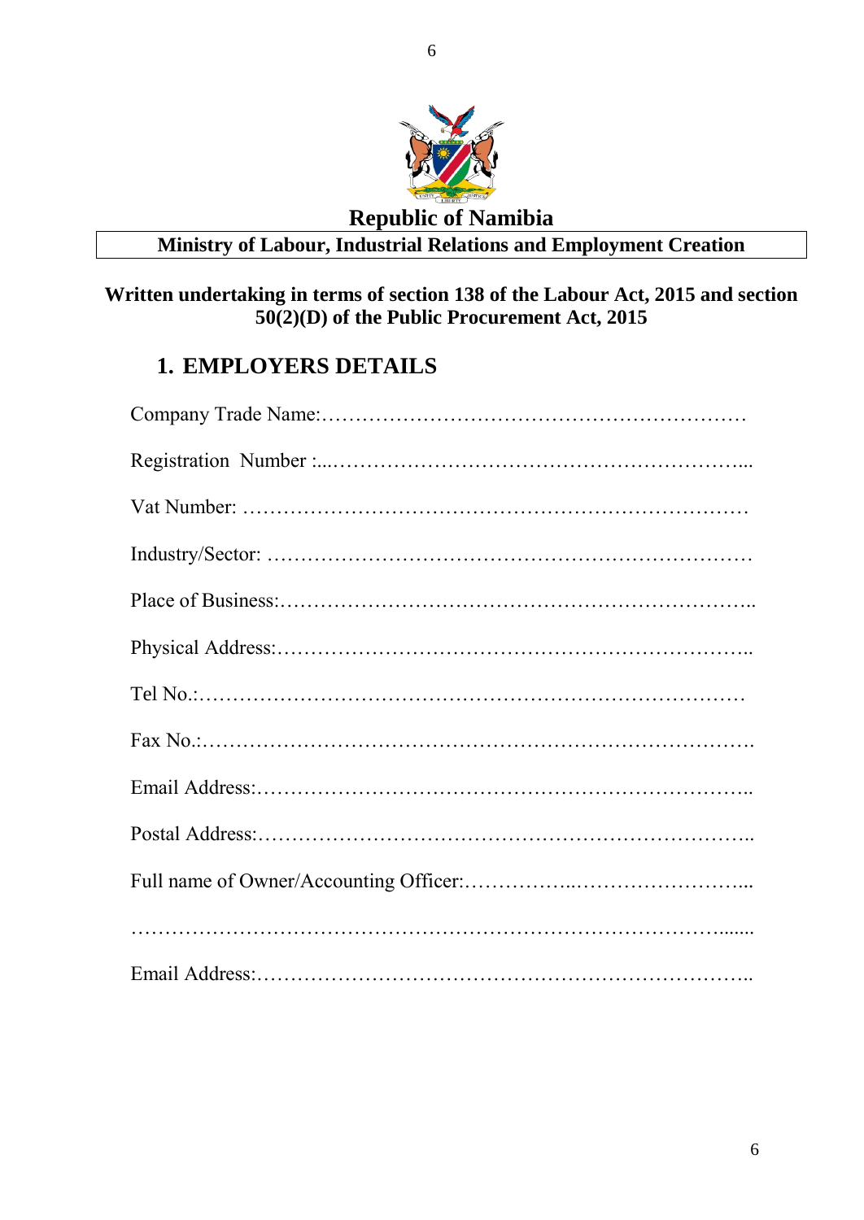**Republic of Namibia**

**Ministry of Labour, Industrial Relations and Employment Creation**

**Written undertaking in terms of section 138 of the Labour Act, 2015 and section 50(2)(D) of the Public Procurement Act, 2015**

## 1. EMPLOYERS DETAILS

Company Trade Name:……………………………………………………

Registration Number :...……………………………………………………...

Vat Number: ………………………………………………………………

Industry/Sector: ……………………………………………………………

Place of Business:…………………………………………………………..

Physical Address:…………………………………………………………..

Tel No.:………………………………………………………………………

Fax No.:…………………………………………………………………….

Email Address:……………………………………………………………..

Postal Address:……………………………………………………………..

Full name of Owner/Accounting Officer:……………..……………………...

……………………………………………………………………………......

Email Address:……………………………………………………………..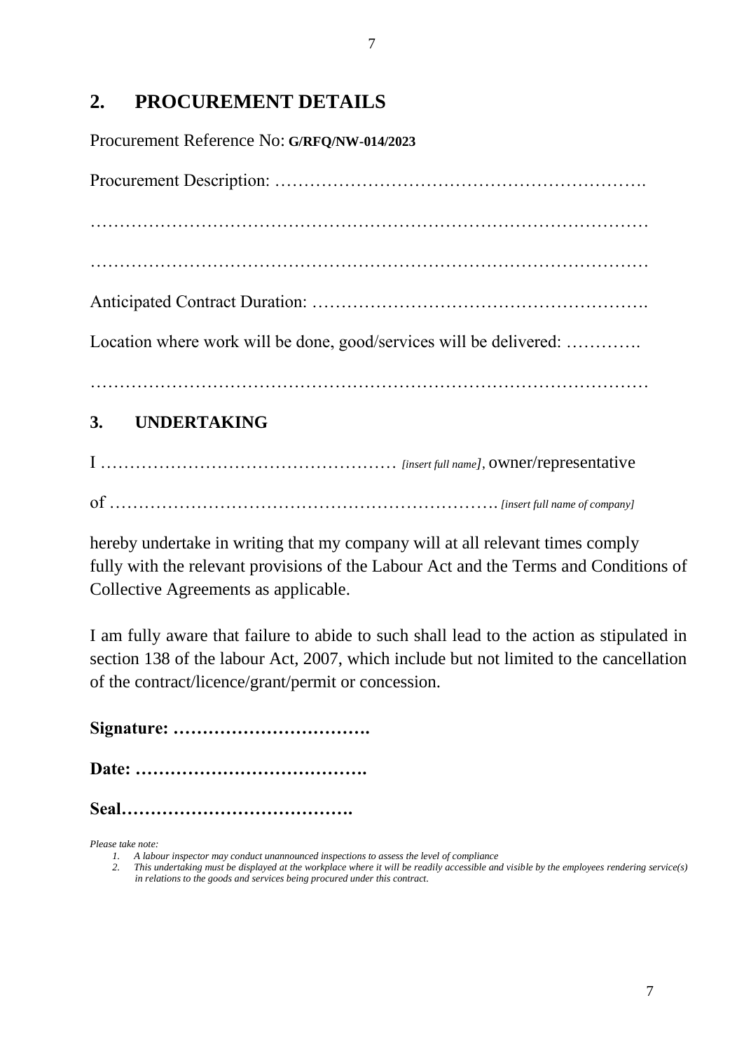## 2. PROCUREMENT DETAILS

Procurement Reference No: **G/RFQ/NW-014/2023**

Procurement Description: ……………………………………………………….

……………………………………………………………………………………

……………………………………………………………………………………

Anticipated Contract Duration: ………………………………………………….

Location where work will be done, good/services will be delivered: ………….

……………………………………………………………………………………

## 3. UNDERTAKING

I …………………………………………… *[insert full name]*, owner/representative

of ………………………………………………………. *[insert full name of company]*

hereby undertake in writing that my company will at all relevant times comply fully with the relevant provisions of the Labour Act and the Terms and Conditions of Collective Agreements as applicable.

I am fully aware that failure to abide to such shall lead to the action as stipulated in section 138 of the labour Act, 2007, which include but not limited to the cancellation of the contract/licence/grant/permit or concession.

**Signature: …………………………….**

**Date: ………………………………….**

**Seal………………………………….**

*Please take note:*

1. *A labour inspector may conduct unannounced inspections to assess the level of compliance*
2. *This undertaking must be displayed at the workplace where it will be readily accessible and visible by the employees rendering service(s) in relations to the goods and services being procured under this contract.*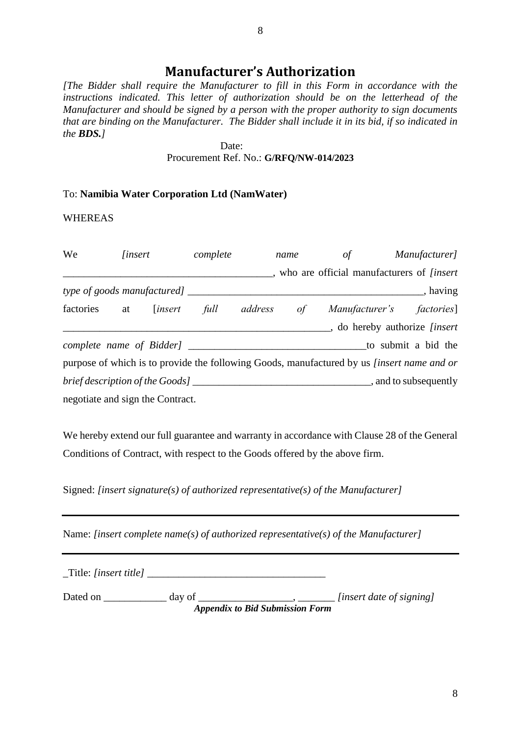# Manufacturer's Authorization

*[The Bidder shall require the Manufacturer to fill in this Form in accordance with the instructions indicated. This letter of authorization should be on the letterhead of the Manufacturer and should be signed by a person with the proper authority to sign documents that are binding on the Manufacturer. The Bidder shall include it in its bid, if so indicated in the* ***BDS.****]*

Date:
Procurement Ref. No.: **G/RFQ/NW-014/2023**

To: **Namibia Water Corporation Ltd (NamWater)**

WHEREAS

We *[insert complete name of Manufacturer]* ________________________________________, who are official manufacturers of *[insert type of goods manufactured]* ______________________________________________, having factories at [*insert full address of Manufacturer's factories*] ____________________________________________________, do hereby authorize *[insert complete name of Bidder]* _________________________________to submit a bid the purpose of which is to provide the following Goods, manufactured by us *[insert name and or brief description of the Goods]* __________________________________, and to subsequently negotiate and sign the Contract.

We hereby extend our full guarantee and warranty in accordance with Clause 28 of the General Conditions of Contract, with respect to the Goods offered by the above firm.

Signed: *[insert signature(s) of authorized representative(s) of the Manufacturer]*

Name: *[insert complete name(s) of authorized representative(s) of the Manufacturer]*

_Title: *[insert title]* __________________________________

Dated on ____________ day of __________________, _______ *[insert date of signing]*

***Appendix to Bid Submission Form***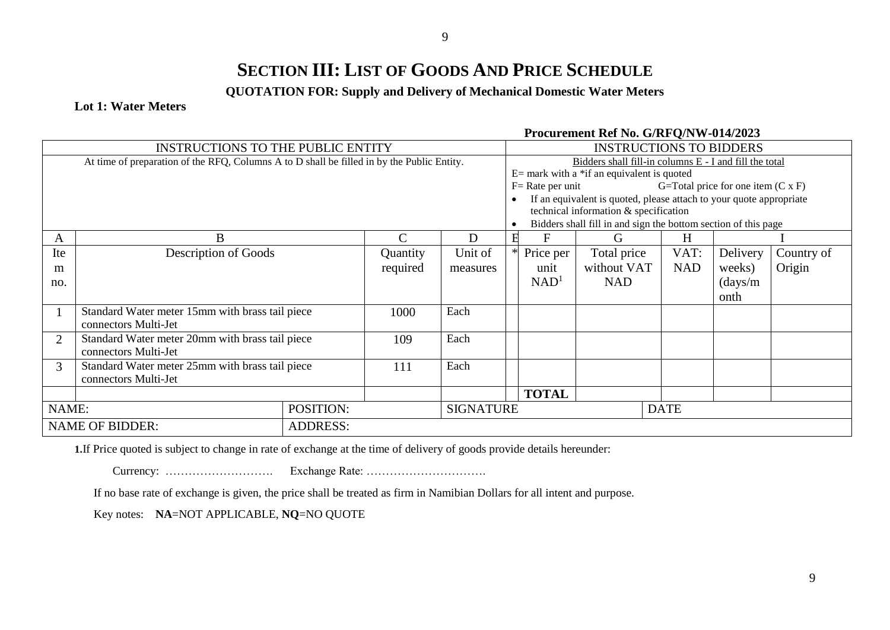# SECTION III: LIST OF GOODS AND PRICE SCHEDULE

**QUOTATION FOR: Supply and Delivery of Mechanical Domestic Water Meters**

**Lot 1: Water Meters**

**Procurement Ref No. G/RFQ/NW-014/2023**

| INSTRUCTIONS TO THE PUBLIC ENTITY | | | | INSTRUCTIONS TO BIDDERS | | | | | |
|---|---|---|---|---|---|---|---|---|---|
| At time of preparation of the RFQ, Columns A to D shall be filled in by the Public Entity. | | | | Bidders shall fill-in columns E - I and fill the total<br>E= mark with a *if an equivalent is quoted<br>F= Rate per unit G=Total price for one item (C x F)<br>• If an equivalent is quoted, please attach to your quote appropriate technical information & specification<br>• Bidders shall fill in and sign the bottom section of this page | | | | | |
| A | B | C | D | E | F | G | H | I | |
| Item no. | Description of Goods | Quantity required | Unit of measures | * | Price per unit NAD[1] | Total price without VAT NAD | VAT: NAD | Delivery weeks) (days/month | Country of Origin |
| 1 | Standard Water meter 15mm with brass tail piece connectors Multi-Jet | 1000 | Each | | | | | | |
| 2 | Standard Water meter 20mm with brass tail piece connectors Multi-Jet | 109 | Each | | | | | | |
| 3 | Standard Water meter 25mm with brass tail piece connectors Multi-Jet | 111 | Each | | | | | | |
| | | | | | **TOTAL** | | | | |
| NAME: | POSITION: | | SIGNATURE | | | | DATE | | |
| NAME OF BIDDER: | ADDRESS: | | | | | | | | |

**1.** If Price quoted is subject to change in rate of exchange at the time of delivery of goods provide details hereunder:

Currency: ………………………. Exchange Rate: ………………………….

If no base rate of exchange is given, the price shall be treated as firm in Namibian Dollars for all intent and purpose.

Key notes: **NA**=NOT APPLICABLE, **NQ**=NO QUOTE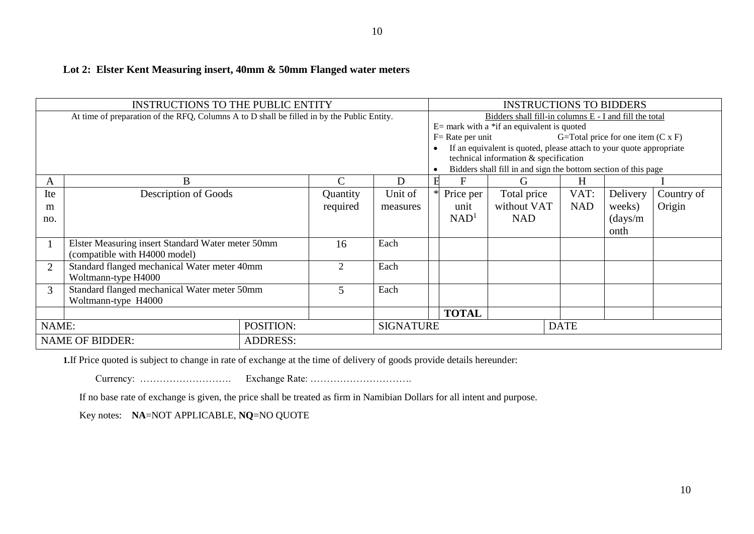**Lot 2: Elster Kent Measuring insert, 40mm & 50mm Flanged water meters**

| INSTRUCTIONS TO THE PUBLIC ENTITY | | | | INSTRUCTIONS TO BIDDERS | | | | | |
|---|---|---|---|---|---|---|---|---|---|
| At time of preparation of the RFQ, Columns A to D shall be filled in by the Public Entity. | | | | Bidders shall fill-in columns E - I and fill the total<br>E= mark with a *if an equivalent is quoted<br>F= Rate per unit G=Total price for one item (C x F)<br>• If an equivalent is quoted, please attach to your quote appropriate technical information & specification<br>• Bidders shall fill in and sign the bottom section of this page | | | | | |
| A | B | C | D | E | F | G | H | I | |
| Item no. | Description of Goods | Quantity required | Unit of measures | * | Price per unit NAD[1] | Total price without VAT NAD | VAT: NAD | Delivery weeks) (days/month | Country of Origin |
| 1 | Elster Measuring insert Standard Water meter 50mm (compatible with H4000 model) | 16 | Each | | | | | | |
| 2 | Standard flanged mechanical Water meter 40mm Woltmann-type H4000 | 2 | Each | | | | | | |
| 3 | Standard flanged mechanical Water meter 50mm Woltmann-type H4000 | 5 | Each | | | | | | |
| | | | | | **TOTAL** | | | | |
| NAME: | POSITION: | | SIGNATURE | | | | DATE | | |
| NAME OF BIDDER: | ADDRESS: | | | | | | | | |

**1.**If Price quoted is subject to change in rate of exchange at the time of delivery of goods provide details hereunder:

Currency: ………………………. Exchange Rate: ………………………….

If no base rate of exchange is given, the price shall be treated as firm in Namibian Dollars for all intent and purpose.

Key notes: **NA**=NOT APPLICABLE, **NQ**=NO QUOTE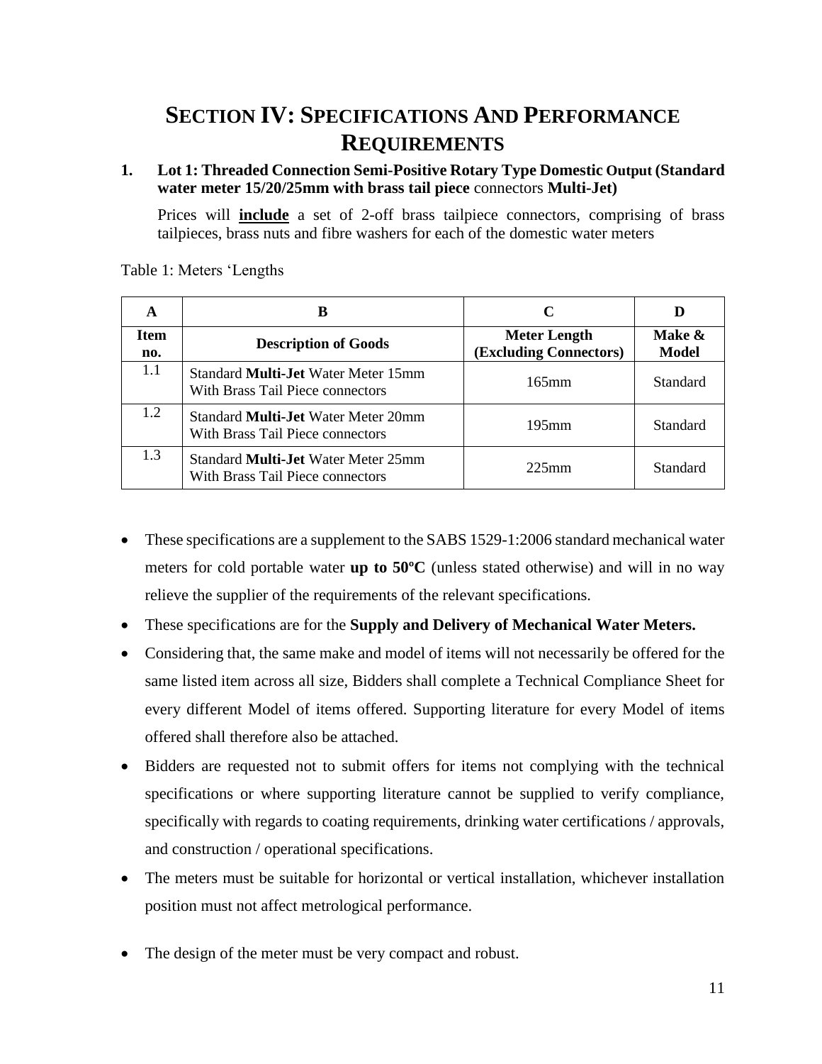# SECTION IV: SPECIFICATIONS AND PERFORMANCE REQUIREMENTS

**1. Lot 1: Threaded Connection Semi-Positive Rotary Type Domestic Output (Standard water meter 15/20/25mm with brass tail piece** connectors **Multi-Jet)**

Prices will **include** a set of 2-off brass tailpiece connectors, comprising of brass tailpieces, brass nuts and fibre washers for each of the domestic water meters

Table 1: Meters 'Lengths

| A | B | C | D |
|---|---|---|---|
| **Item no.** | **Description of Goods** | **Meter Length (Excluding Connectors)** | **Make & Model** |
| 1.1 | Standard **Multi-Jet** Water Meter 15mm With Brass Tail Piece connectors | 165mm | Standard |
| 1.2 | Standard **Multi-Jet** Water Meter 20mm With Brass Tail Piece connectors | 195mm | Standard |
| 1.3 | Standard **Multi-Jet** Water Meter 25mm With Brass Tail Piece connectors | 225mm | Standard |

- These specifications are a supplement to the SABS 1529-1:2006 standard mechanical water meters for cold portable water **up to 50ºC** (unless stated otherwise) and will in no way relieve the supplier of the requirements of the relevant specifications.
- These specifications are for the **Supply and Delivery of Mechanical Water Meters.**
- Considering that, the same make and model of items will not necessarily be offered for the same listed item across all size, Bidders shall complete a Technical Compliance Sheet for every different Model of items offered. Supporting literature for every Model of items offered shall therefore also be attached.
- Bidders are requested not to submit offers for items not complying with the technical specifications or where supporting literature cannot be supplied to verify compliance, specifically with regards to coating requirements, drinking water certifications / approvals, and construction / operational specifications.
- The meters must be suitable for horizontal or vertical installation, whichever installation position must not affect metrological performance.
- The design of the meter must be very compact and robust.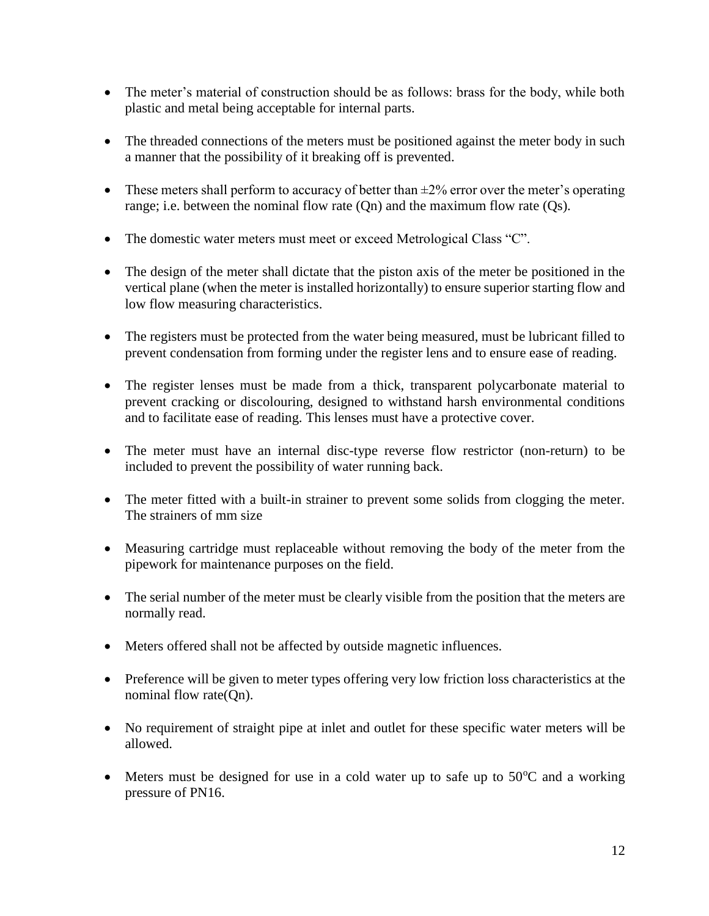- The meter's material of construction should be as follows: brass for the body, while both plastic and metal being acceptable for internal parts.

- The threaded connections of the meters must be positioned against the meter body in such a manner that the possibility of it breaking off is prevented.

- These meters shall perform to accuracy of better than ±2% error over the meter's operating range; i.e. between the nominal flow rate (Qn) and the maximum flow rate (Qs).

- The domestic water meters must meet or exceed Metrological Class "C".

- The design of the meter shall dictate that the piston axis of the meter be positioned in the vertical plane (when the meter is installed horizontally) to ensure superior starting flow and low flow measuring characteristics.

- The registers must be protected from the water being measured, must be lubricant filled to prevent condensation from forming under the register lens and to ensure ease of reading.

- The register lenses must be made from a thick, transparent polycarbonate material to prevent cracking or discolouring, designed to withstand harsh environmental conditions and to facilitate ease of reading. This lenses must have a protective cover.

- The meter must have an internal disc-type reverse flow restrictor (non-return) to be included to prevent the possibility of water running back.

- The meter fitted with a built-in strainer to prevent some solids from clogging the meter. The strainers of mm size

- Measuring cartridge must replaceable without removing the body of the meter from the pipework for maintenance purposes on the field.

- The serial number of the meter must be clearly visible from the position that the meters are normally read.

- Meters offered shall not be affected by outside magnetic influences.

- Preference will be given to meter types offering very low friction loss characteristics at the nominal flow rate(Qn).

- No requirement of straight pipe at inlet and outlet for these specific water meters will be allowed.

- Meters must be designed for use in a cold water up to safe up to 50$^{o}$C and a working pressure of PN16.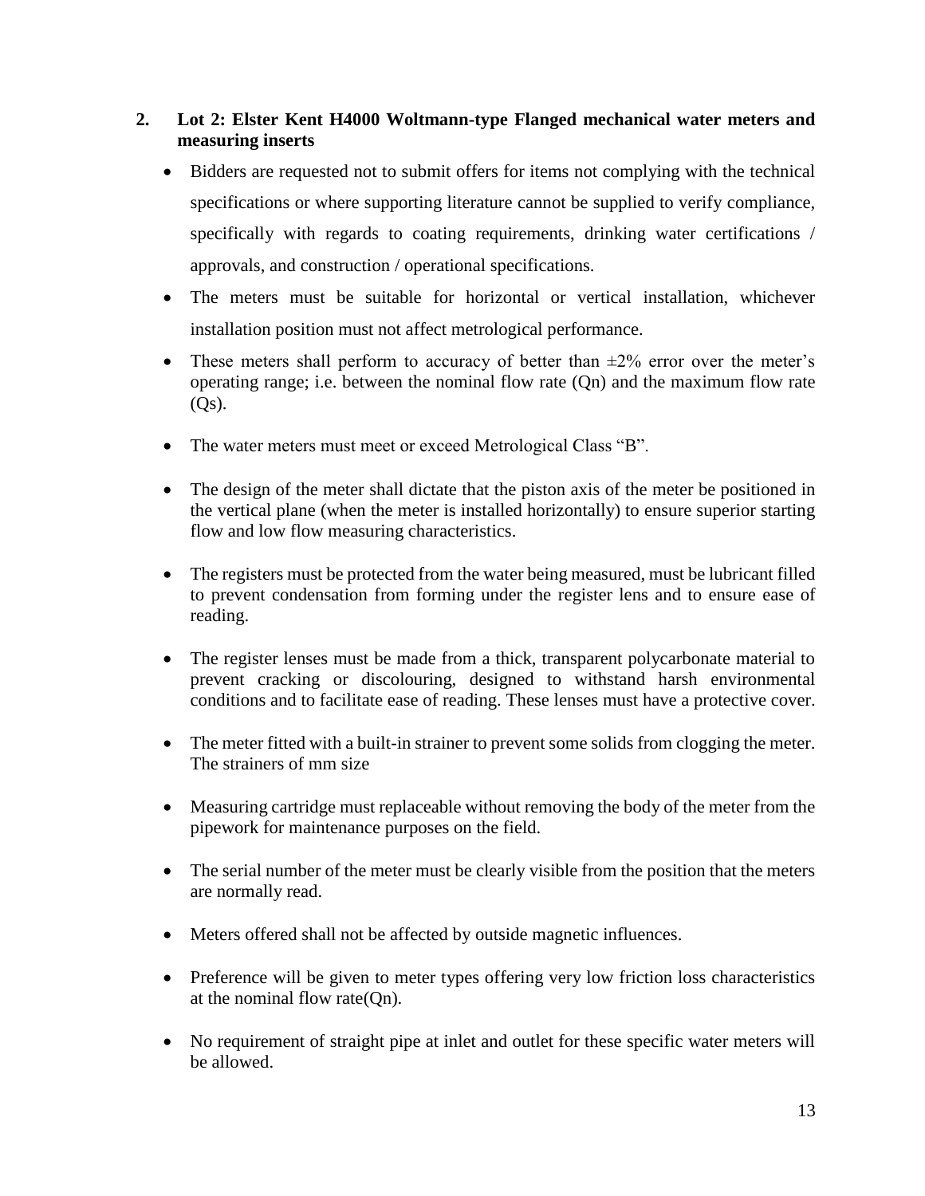## 2. Lot 2: Elster Kent H4000 Woltmann-type Flanged mechanical water meters and measuring inserts

- Bidders are requested not to submit offers for items not complying with the technical specifications or where supporting literature cannot be supplied to verify compliance, specifically with regards to coating requirements, drinking water certifications / approvals, and construction / operational specifications.
- The meters must be suitable for horizontal or vertical installation, whichever installation position must not affect metrological performance.
- These meters shall perform to accuracy of better than ±2% error over the meter's operating range; i.e. between the nominal flow rate (Qn) and the maximum flow rate (Qs).
- The water meters must meet or exceed Metrological Class "B".
- The design of the meter shall dictate that the piston axis of the meter be positioned in the vertical plane (when the meter is installed horizontally) to ensure superior starting flow and low flow measuring characteristics.
- The registers must be protected from the water being measured, must be lubricant filled to prevent condensation from forming under the register lens and to ensure ease of reading.
- The register lenses must be made from a thick, transparent polycarbonate material to prevent cracking or discolouring, designed to withstand harsh environmental conditions and to facilitate ease of reading. These lenses must have a protective cover.
- The meter fitted with a built-in strainer to prevent some solids from clogging the meter. The strainers of mm size
- Measuring cartridge must replaceable without removing the body of the meter from the pipework for maintenance purposes on the field.
- The serial number of the meter must be clearly visible from the position that the meters are normally read.
- Meters offered shall not be affected by outside magnetic influences.
- Preference will be given to meter types offering very low friction loss characteristics at the nominal flow rate(Qn).
- No requirement of straight pipe at inlet and outlet for these specific water meters will be allowed.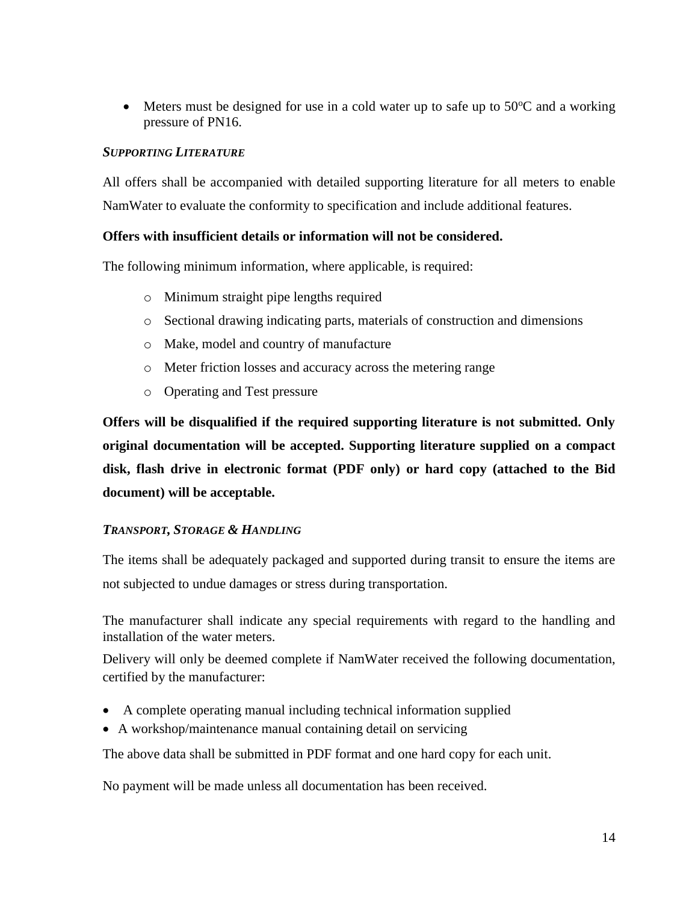- Meters must be designed for use in a cold water up to safe up to 50$^{o}$C and a working pressure of PN16.

***SUPPORTING LITERATURE***

All offers shall be accompanied with detailed supporting literature for all meters to enable NamWater to evaluate the conformity to specification and include additional features.

**Offers with insufficient details or information will not be considered.**

The following minimum information, where applicable, is required:

- Minimum straight pipe lengths required
- Sectional drawing indicating parts, materials of construction and dimensions
- Make, model and country of manufacture
- Meter friction losses and accuracy across the metering range
- Operating and Test pressure

**Offers will be disqualified if the required supporting literature is not submitted. Only original documentation will be accepted. Supporting literature supplied on a compact disk, flash drive in electronic format (PDF only) or hard copy (attached to the Bid document) will be acceptable.**

***TRANSPORT, STORAGE & HANDLING***

The items shall be adequately packaged and supported during transit to ensure the items are not subjected to undue damages or stress during transportation.

The manufacturer shall indicate any special requirements with regard to the handling and installation of the water meters.

Delivery will only be deemed complete if NamWater received the following documentation, certified by the manufacturer:

- A complete operating manual including technical information supplied
- A workshop/maintenance manual containing detail on servicing

The above data shall be submitted in PDF format and one hard copy for each unit.

No payment will be made unless all documentation has been received.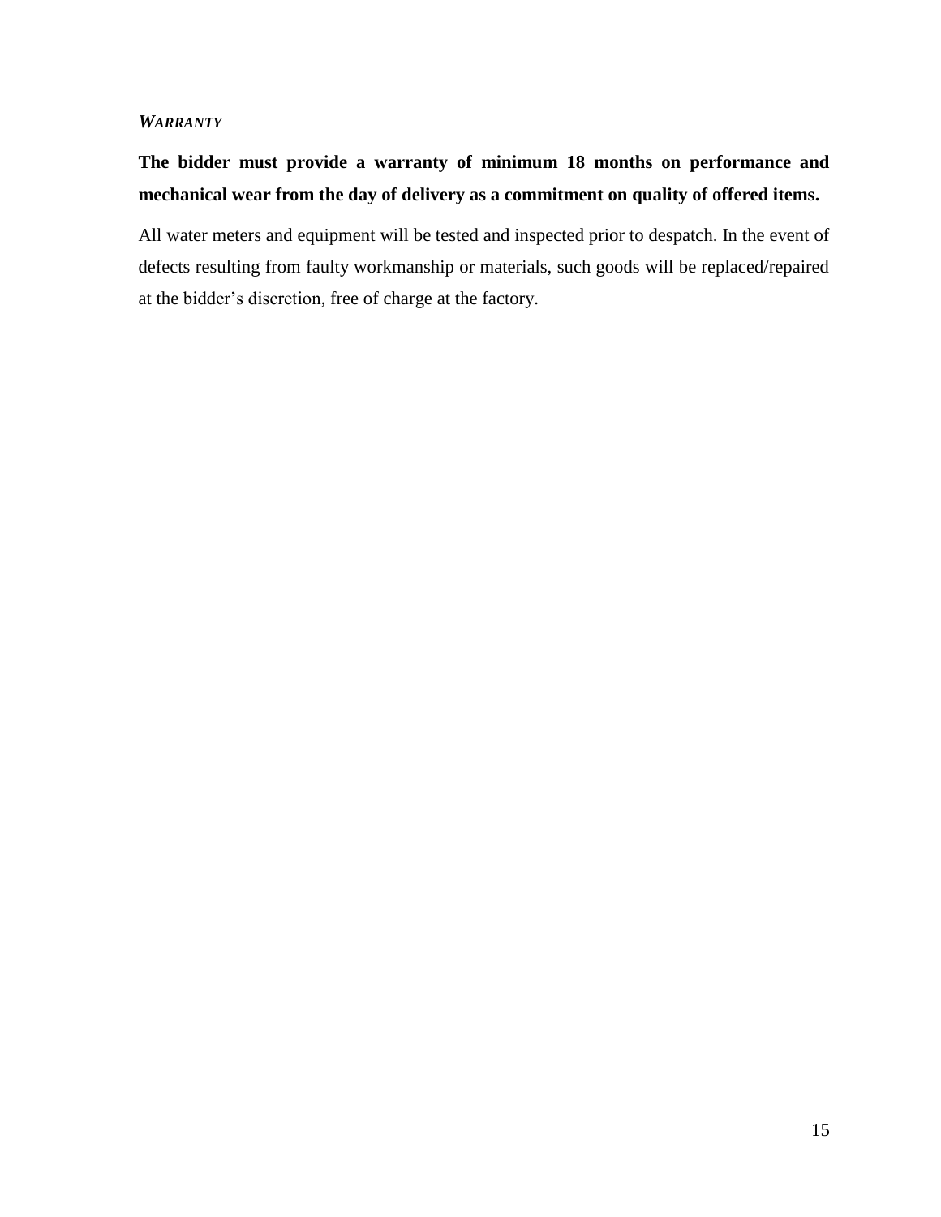### *WARRANTY*

**The bidder must provide a warranty of minimum 18 months on performance and mechanical wear from the day of delivery as a commitment on quality of offered items.**

All water meters and equipment will be tested and inspected prior to despatch. In the event of defects resulting from faulty workmanship or materials, such goods will be replaced/repaired at the bidder's discretion, free of charge at the factory.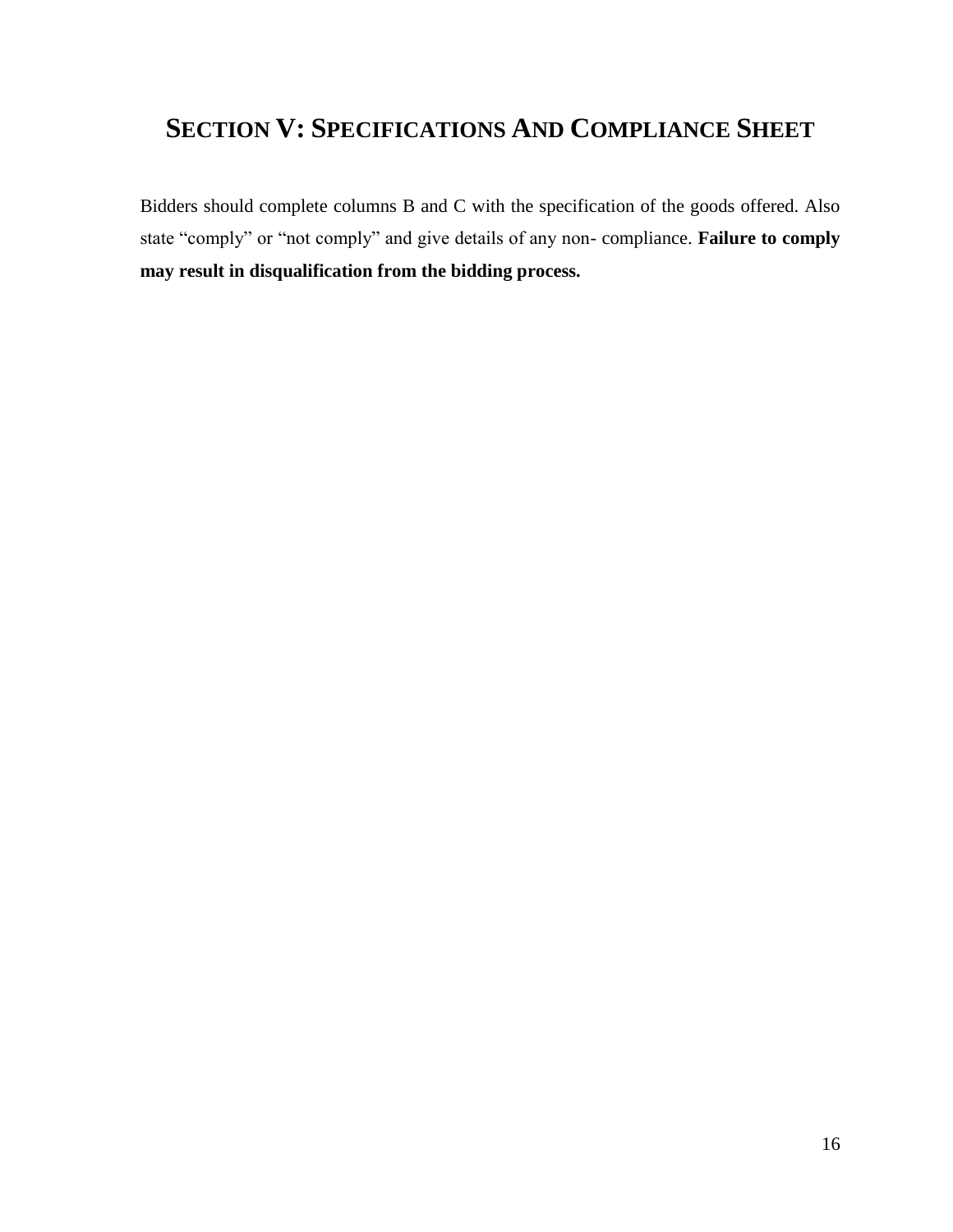# SECTION V: SPECIFICATIONS AND COMPLIANCE SHEET

Bidders should complete columns B and C with the specification of the goods offered. Also state "comply" or "not comply" and give details of any non- compliance. **Failure to comply may result in disqualification from the bidding process.**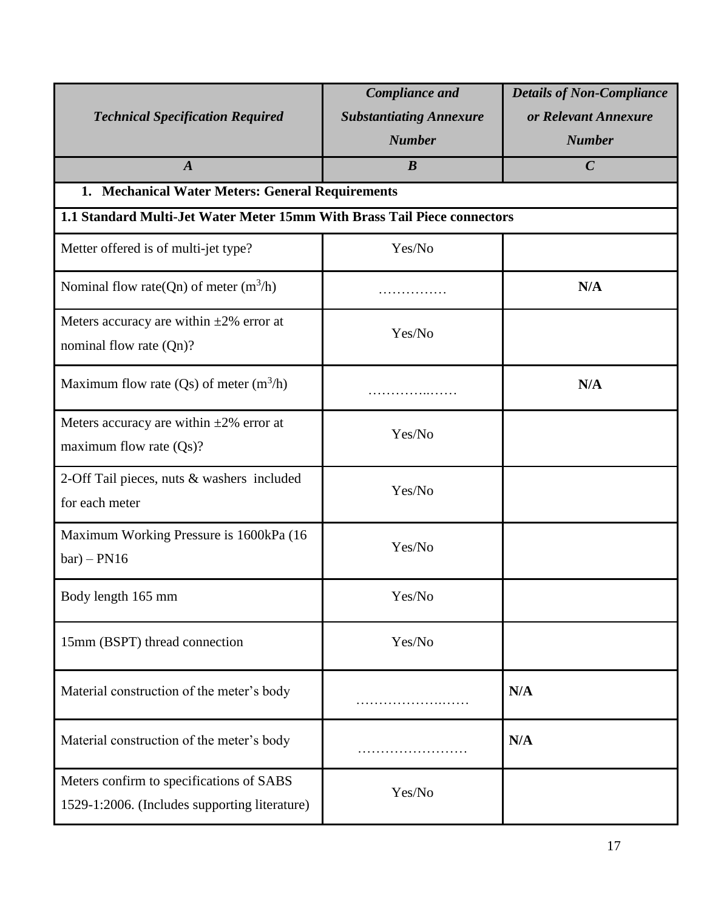| *Technical Specification Required* | *Compliance and Substantiating Annexure Number* | *Details of Non-Compliance or Relevant Annexure Number* |
|---|---|---|
| ***A*** | ***B*** | ***C*** |
| **1. Mechanical Water Meters: General Requirements** | | |
| **1.1 Standard Multi-Jet Water Meter 15mm With Brass Tail Piece connectors** | | |
| Metter offered is of multi-jet type? | Yes/No | |
| Nominal flow rate(Qn) of meter ($m^3$/h) | …………… | **N/A** |
| Meters accuracy are within ±2% error at nominal flow rate (Qn)? | Yes/No | |
| Maximum flow rate (Qs) of meter ($m^3$/h) | …………..…… | **N/A** |
| Meters accuracy are within ±2% error at maximum flow rate (Qs)? | Yes/No | |
| 2-Off Tail pieces, nuts & washers included for each meter | Yes/No | |
| Maximum Working Pressure is 1600kPa (16 bar) – PN16 | Yes/No | |
| Body length 165 mm | Yes/No | |
| 15mm (BSPT) thread connection | Yes/No | |
| Material construction of the meter's body | …………………..…… | **N/A** |
| Material construction of the meter's body | …………………… | **N/A** |
| Meters confirm to specifications of SABS 1529-1:2006. (Includes supporting literature) | Yes/No | |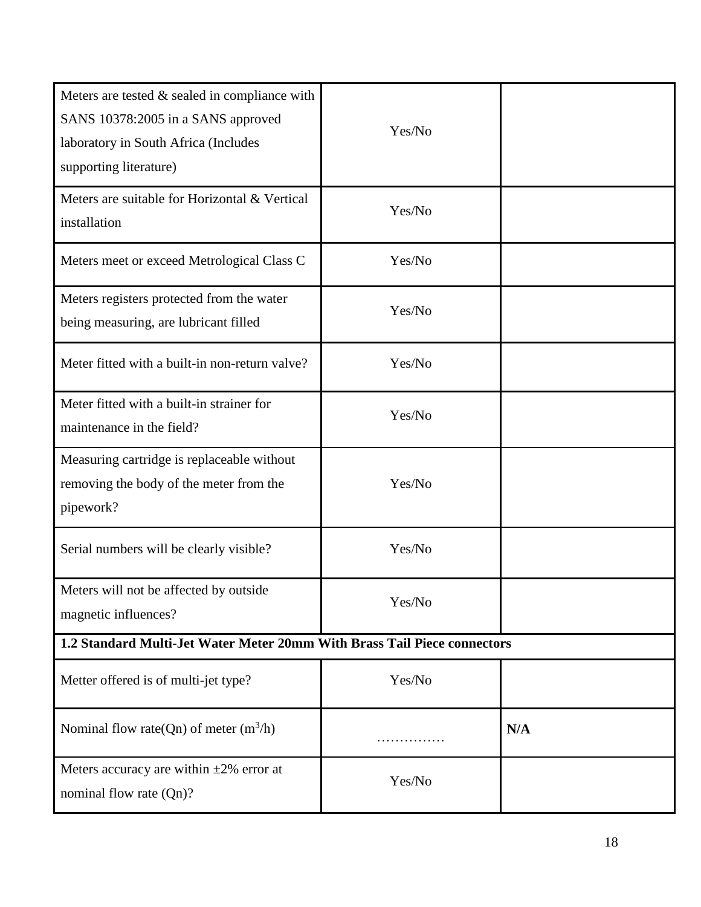| | | |
|---|---|---|
| Meters are tested & sealed in compliance with SANS 10378:2005 in a SANS approved laboratory in South Africa (Includes supporting literature) | Yes/No | |
| Meters are suitable for Horizontal & Vertical installation | Yes/No | |
| Meters meet or exceed Metrological Class C | Yes/No | |
| Meters registers protected from the water being measuring, are lubricant filled | Yes/No | |
| Meter fitted with a built-in non-return valve? | Yes/No | |
| Meter fitted with a built-in strainer for maintenance in the field? | Yes/No | |
| Measuring cartridge is replaceable without removing the body of the meter from the pipework? | Yes/No | |
| Serial numbers will be clearly visible? | Yes/No | |
| Meters will not be affected by outside magnetic influences? | Yes/No | |
| **1.2 Standard Multi-Jet Water Meter 20mm With Brass Tail Piece connectors** | | |
| Metter offered is of multi-jet type? | Yes/No | |
| Nominal flow rate(Qn) of meter ($m^3/h$) | …………… | **N/A** |
| Meters accuracy are within ±2% error at nominal flow rate (Qn)? | Yes/No | |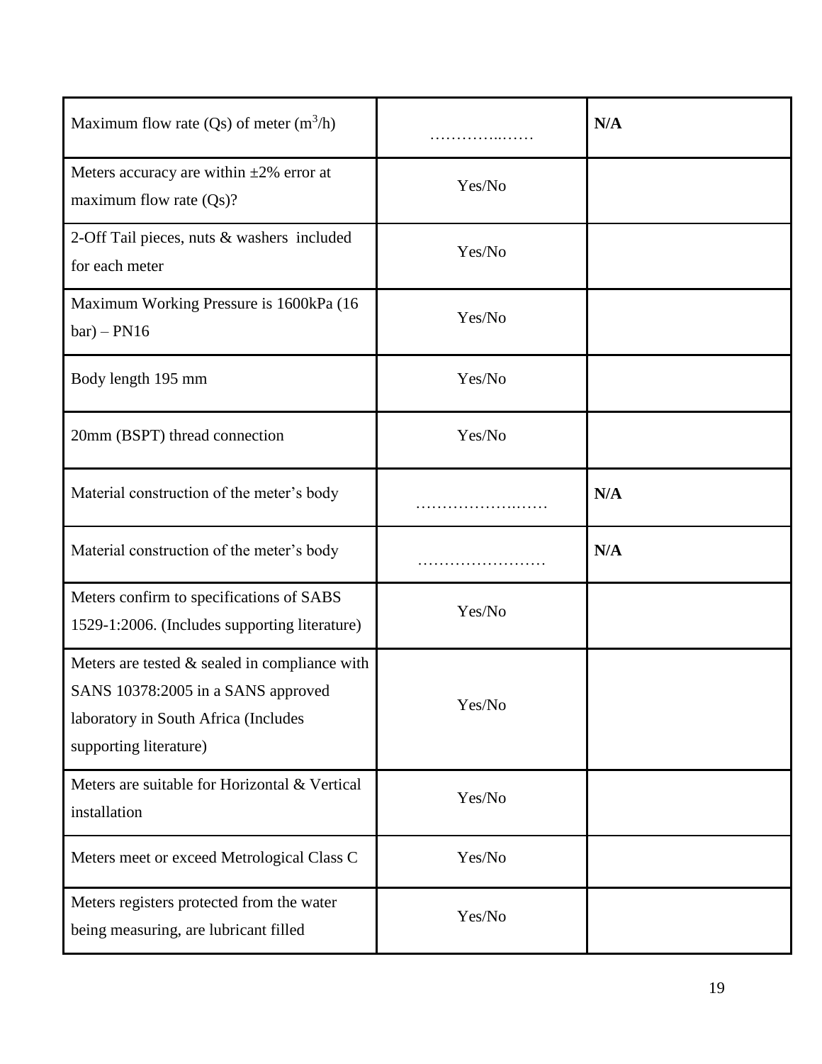| | | |
|---|---|---|
| Maximum flow rate (Qs) of meter ($m^3/h$) | …………..…… | **N/A** |
| Meters accuracy are within ±2% error at maximum flow rate (Qs)? | Yes/No | |
| 2-Off Tail pieces, nuts & washers included for each meter | Yes/No | |
| Maximum Working Pressure is 1600kPa (16 bar) – PN16 | Yes/No | |
| Body length 195 mm | Yes/No | |
| 20mm (BSPT) thread connection | Yes/No | |
| Material construction of the meter's body | ………………..…… | **N/A** |
| Material construction of the meter's body | …………………… | **N/A** |
| Meters confirm to specifications of SABS 1529-1:2006. (Includes supporting literature) | Yes/No | |
| Meters are tested & sealed in compliance with SANS 10378:2005 in a SANS approved laboratory in South Africa (Includes supporting literature) | Yes/No | |
| Meters are suitable for Horizontal & Vertical installation | Yes/No | |
| Meters meet or exceed Metrological Class C | Yes/No | |
| Meters registers protected from the water being measuring, are lubricant filled | Yes/No | |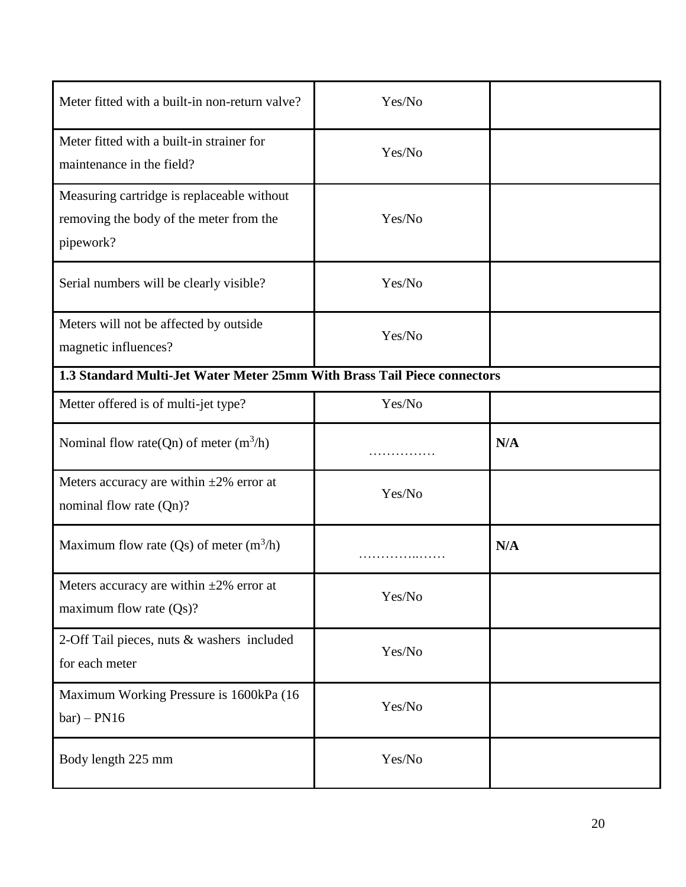| | | |
|---|---|---|
| Meter fitted with a built-in non-return valve? | Yes/No | |
| Meter fitted with a built-in strainer for maintenance in the field? | Yes/No | |
| Measuring cartridge is replaceable without removing the body of the meter from the pipework? | Yes/No | |
| Serial numbers will be clearly visible? | Yes/No | |
| Meters will not be affected by outside magnetic influences? | Yes/No | |
| **1.3 Standard Multi-Jet Water Meter 25mm With Brass Tail Piece connectors** | | |
| Metter offered is of multi-jet type? | Yes/No | |
| Nominal flow rate(Qn) of meter ($m^3$/h) | …………… | **N/A** |
| Meters accuracy are within ±2% error at nominal flow rate (Qn)? | Yes/No | |
| Maximum flow rate (Qs) of meter ($m^3$/h) | …………..…… | **N/A** |
| Meters accuracy are within ±2% error at maximum flow rate (Qs)? | Yes/No | |
| 2-Off Tail pieces, nuts & washers included for each meter | Yes/No | |
| Maximum Working Pressure is 1600kPa (16 bar) – PN16 | Yes/No | |
| Body length 225 mm | Yes/No | |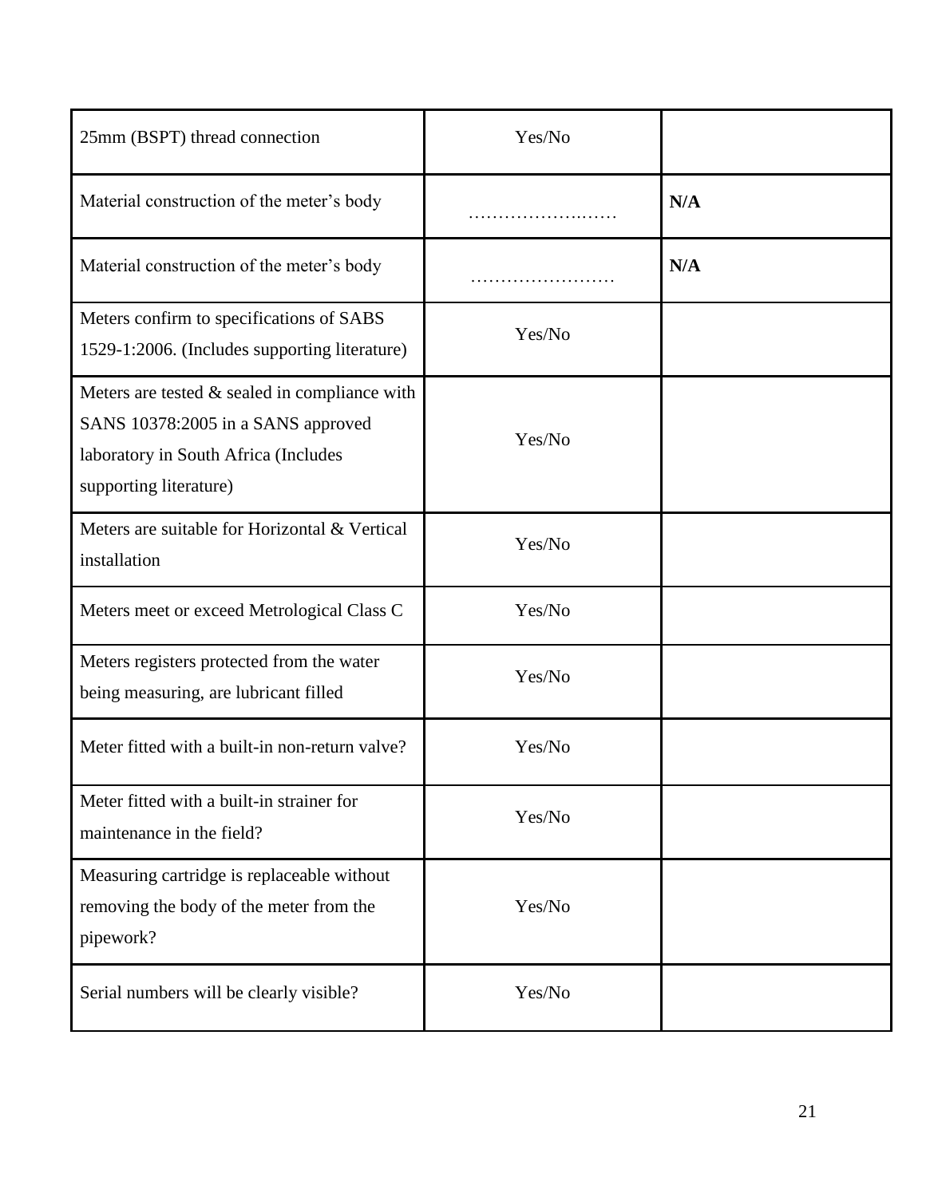| | | |
|---|---|---|
| 25mm (BSPT) thread connection | Yes/No | |
| Material construction of the meter's body | …………………..…… | **N/A** |
| Material construction of the meter's body | …………………… | **N/A** |
| Meters confirm to specifications of SABS 1529-1:2006. (Includes supporting literature) | Yes/No | |
| Meters are tested & sealed in compliance with SANS 10378:2005 in a SANS approved laboratory in South Africa (Includes supporting literature) | Yes/No | |
| Meters are suitable for Horizontal & Vertical installation | Yes/No | |
| Meters meet or exceed Metrological Class C | Yes/No | |
| Meters registers protected from the water being measuring, are lubricant filled | Yes/No | |
| Meter fitted with a built-in non-return valve? | Yes/No | |
| Meter fitted with a built-in strainer for maintenance in the field? | Yes/No | |
| Measuring cartridge is replaceable without removing the body of the meter from the pipework? | Yes/No | |
| Serial numbers will be clearly visible? | Yes/No | |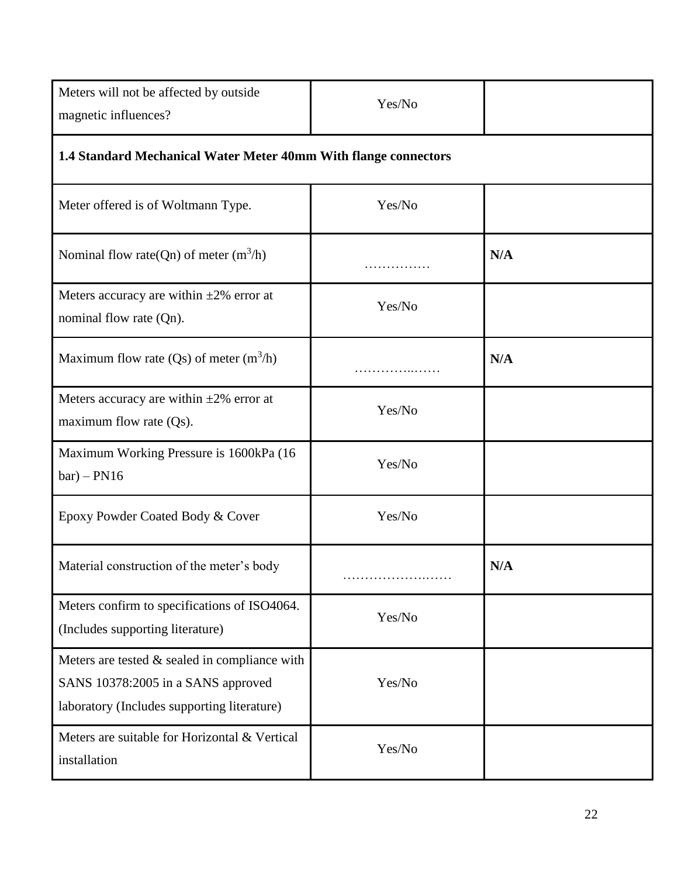| | | |
|---|---|---|
| Meters will not be affected by outside magnetic influences? | Yes/No | |
| **1.4 Standard Mechanical Water Meter 40mm With flange connectors** | | |
| Meter offered is of Woltmann Type. | Yes/No | |
| Nominal flow rate(Qn) of meter ($m^3/h$) | …………… | **N/A** |
| Meters accuracy are within ±2% error at nominal flow rate (Qn). | Yes/No | |
| Maximum flow rate (Qs) of meter ($m^3/h$) | …………..…… | **N/A** |
| Meters accuracy are within ±2% error at maximum flow rate (Qs). | Yes/No | |
| Maximum Working Pressure is 1600kPa (16 bar) – PN16 | Yes/No | |
| Epoxy Powder Coated Body & Cover | Yes/No | |
| Material construction of the meter's body | …………………..…… | **N/A** |
| Meters confirm to specifications of ISO4064. (Includes supporting literature) | Yes/No | |
| Meters are tested & sealed in compliance with SANS 10378:2005 in a SANS approved laboratory (Includes supporting literature) | Yes/No | |
| Meters are suitable for Horizontal & Vertical installation | Yes/No | |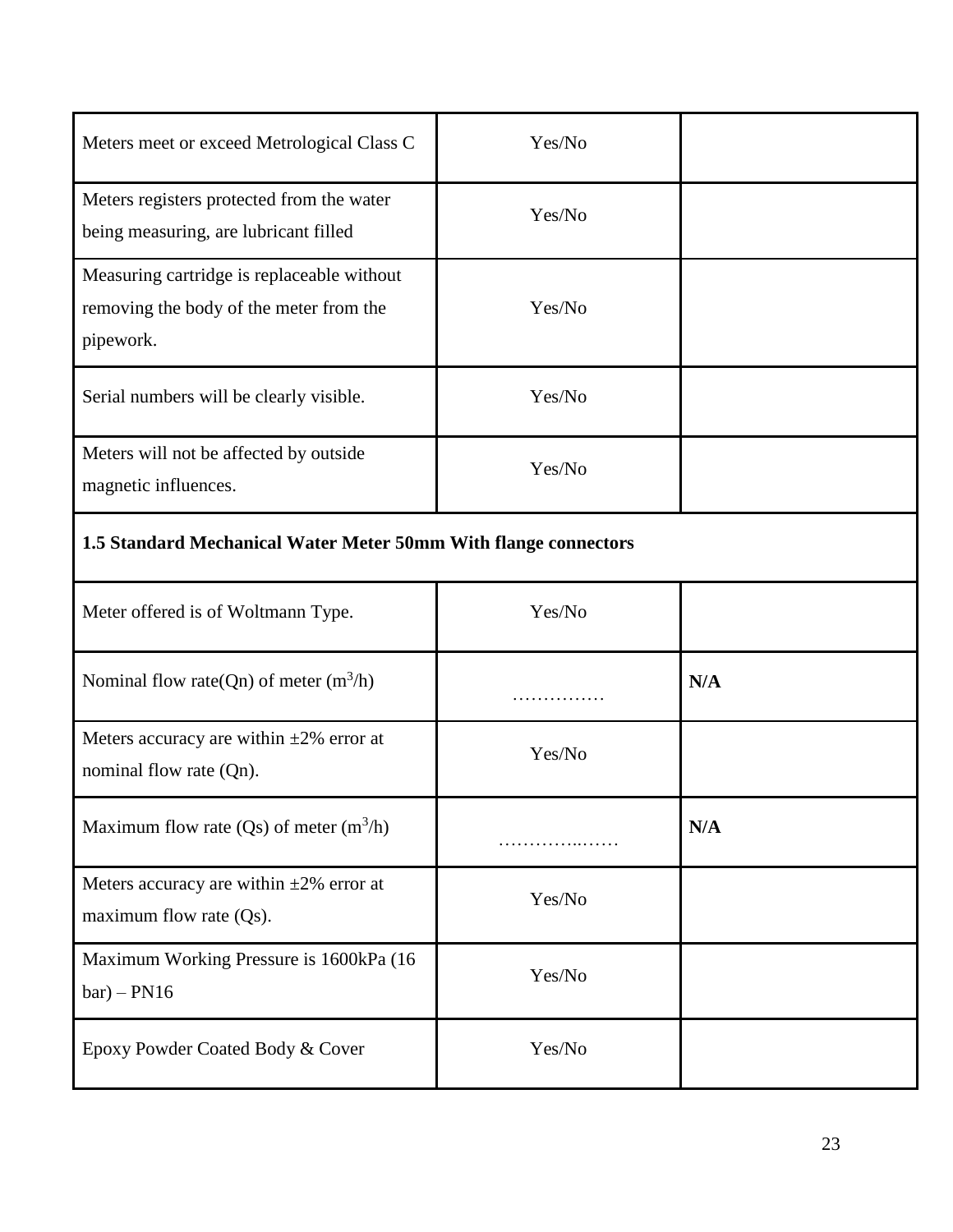| | | |
|---|---|---|
| Meters meet or exceed Metrological Class C | Yes/No | |
| Meters registers protected from the water being measuring, are lubricant filled | Yes/No | |
| Measuring cartridge is replaceable without removing the body of the meter from the pipework. | Yes/No | |
| Serial numbers will be clearly visible. | Yes/No | |
| Meters will not be affected by outside magnetic influences. | Yes/No | |
| **1.5 Standard Mechanical Water Meter 50mm With flange connectors** | | |
| Meter offered is of Woltmann Type. | Yes/No | |
| Nominal flow rate(Qn) of meter ($m^3$/h) | …………… | **N/A** |
| Meters accuracy are within ±2% error at nominal flow rate (Qn). | Yes/No | |
| Maximum flow rate (Qs) of meter ($m^3$/h) | …………..…… | **N/A** |
| Meters accuracy are within ±2% error at maximum flow rate (Qs). | Yes/No | |
| Maximum Working Pressure is 1600kPa (16 bar) – PN16 | Yes/No | |
| Epoxy Powder Coated Body & Cover | Yes/No | |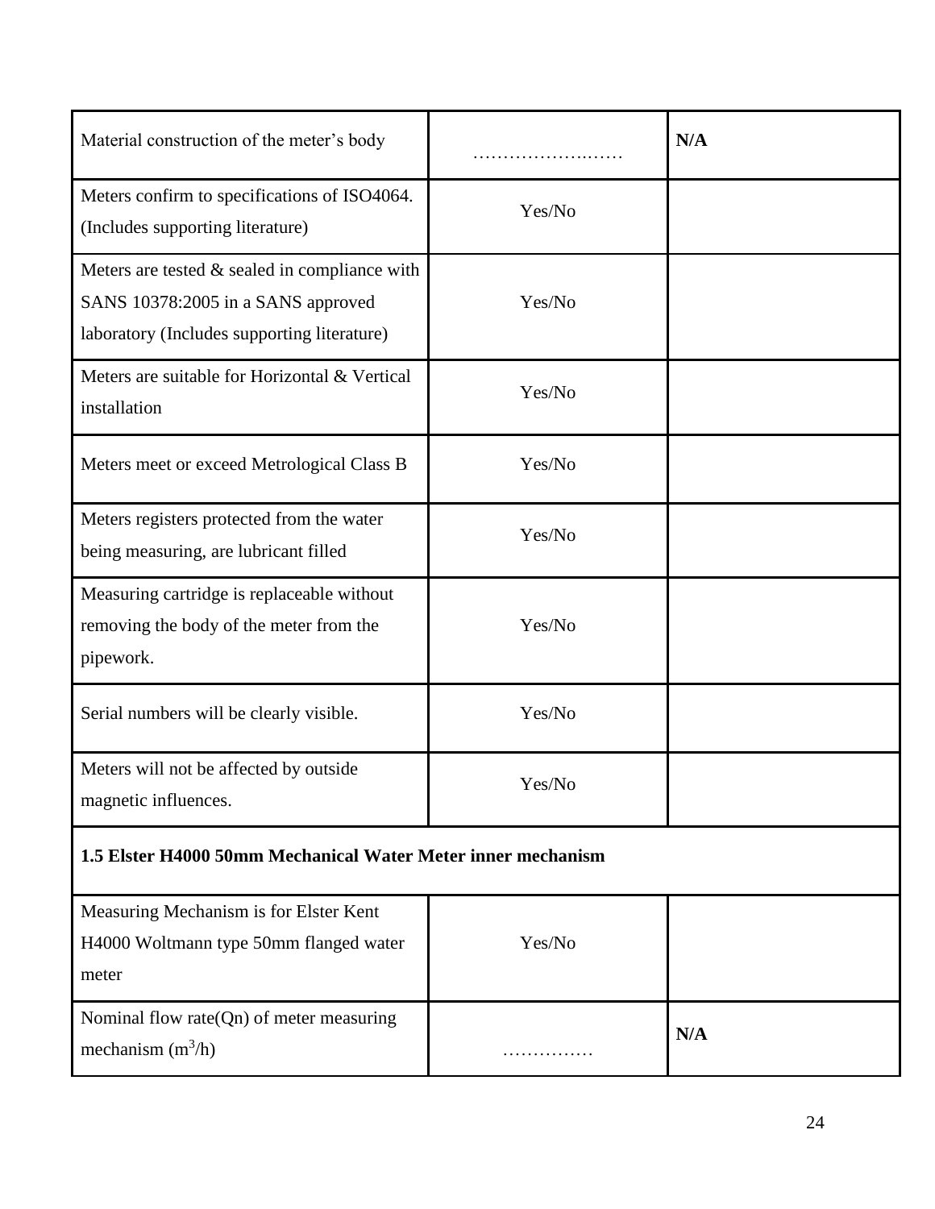| | | |
|---|---|---|
| Material construction of the meter's body | …………………..…… | **N/A** |
| Meters confirm to specifications of ISO4064. (Includes supporting literature) | Yes/No | |
| Meters are tested & sealed in compliance with SANS 10378:2005 in a SANS approved laboratory (Includes supporting literature) | Yes/No | |
| Meters are suitable for Horizontal & Vertical installation | Yes/No | |
| Meters meet or exceed Metrological Class B | Yes/No | |
| Meters registers protected from the water being measuring, are lubricant filled | Yes/No | |
| Measuring cartridge is replaceable without removing the body of the meter from the pipework. | Yes/No | |
| Serial numbers will be clearly visible. | Yes/No | |
| Meters will not be affected by outside magnetic influences. | Yes/No | |
| **1.5 Elster H4000 50mm Mechanical Water Meter inner mechanism** | | |
| Measuring Mechanism is for Elster Kent H4000 Woltmann type 50mm flanged water meter | Yes/No | |
| Nominal flow rate(Qn) of meter measuring mechanism ($m^3$/h) | …………… | **N/A** |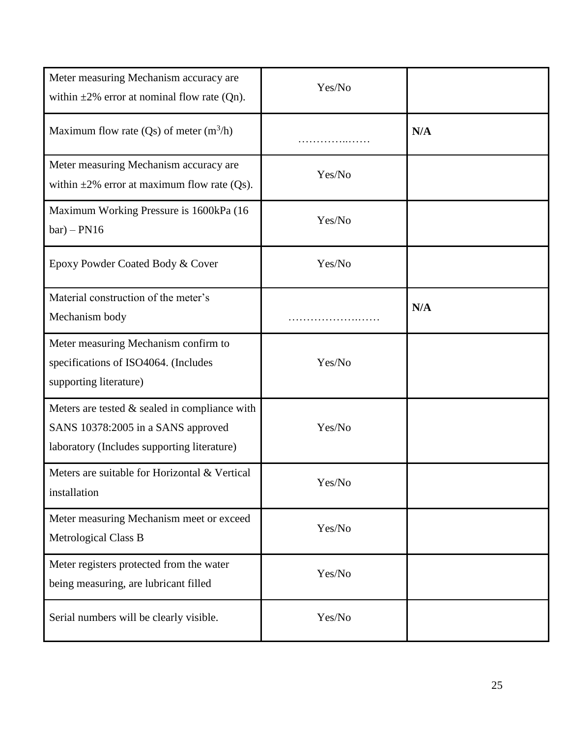| | | |
|---|---|---|
| Meter measuring Mechanism accuracy are within ±2% error at nominal flow rate (Qn). | Yes/No | |
| Maximum flow rate (Qs) of meter ($m^3$/h) | …………..…… | **N/A** |
| Meter measuring Mechanism accuracy are within ±2% error at maximum flow rate (Qs). | Yes/No | |
| Maximum Working Pressure is 1600kPa (16 bar) – PN16 | Yes/No | |
| Epoxy Powder Coated Body & Cover | Yes/No | |
| Material construction of the meter's Mechanism body | ……………….…… | **N/A** |
| Meter measuring Mechanism confirm to specifications of ISO4064. (Includes supporting literature) | Yes/No | |
| Meters are tested & sealed in compliance with SANS 10378:2005 in a SANS approved laboratory (Includes supporting literature) | Yes/No | |
| Meters are suitable for Horizontal & Vertical installation | Yes/No | |
| Meter measuring Mechanism meet or exceed Metrological Class B | Yes/No | |
| Meter registers protected from the water being measuring, are lubricant filled | Yes/No | |
| Serial numbers will be clearly visible. | Yes/No | |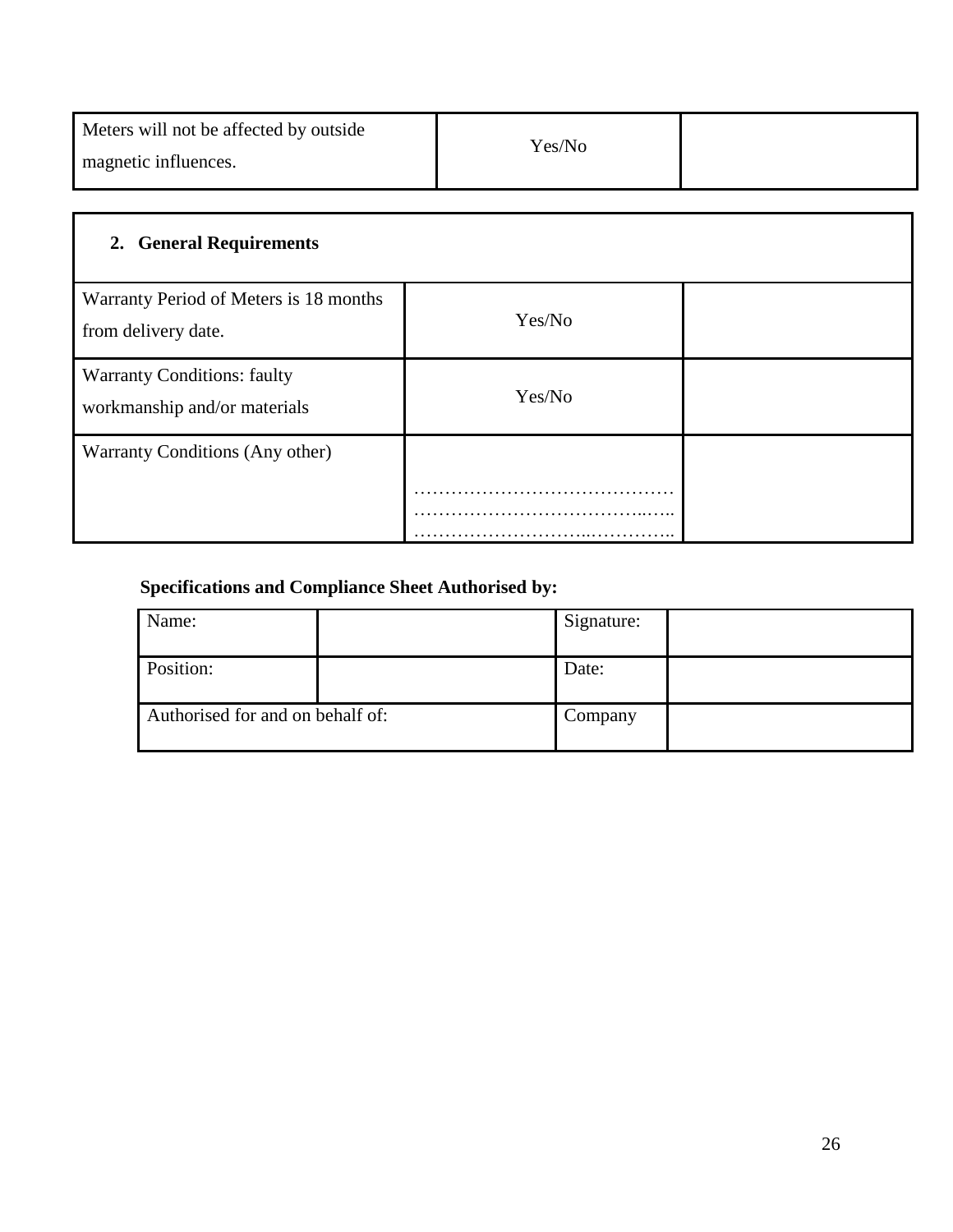| | | |
|---|---|---|
| Meters will not be affected by outside magnetic influences. | Yes/No | |

| **2. General Requirements** | | |
|---|---|---|
| Warranty Period of Meters is 18 months from delivery date. | Yes/No | |
| Warranty Conditions: faulty workmanship and/or materials | Yes/No | |
| Warranty Conditions (Any other) | …………………………………… ……………………………..….. ……………………...………….. | |

**Specifications and Compliance Sheet Authorised by:**

| | | | |
|---|---|---|---|
| Name: | | Signature: | |
| Position: | | Date: | |
| Authorised for and on behalf of: | | Company | |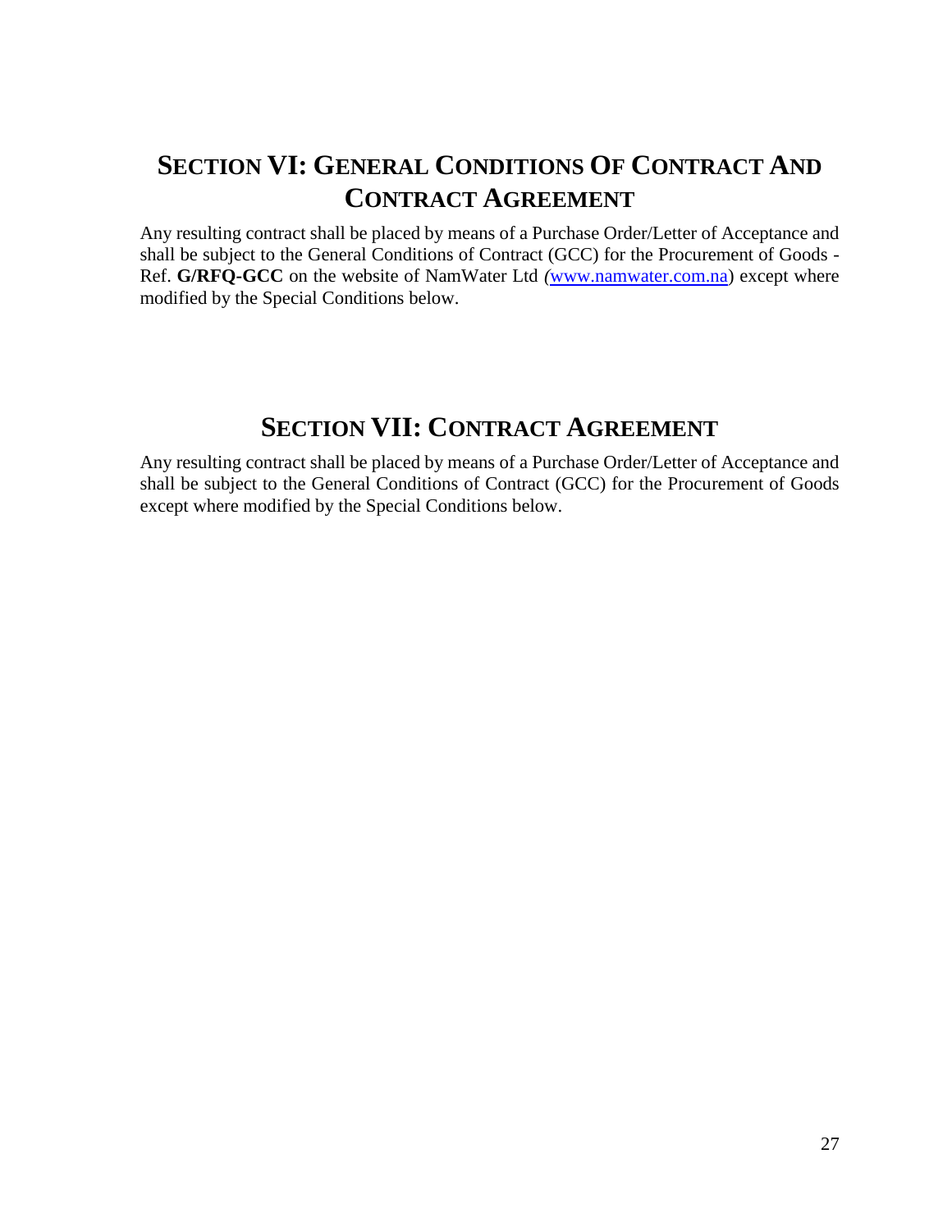# SECTION VI: GENERAL CONDITIONS OF CONTRACT AND CONTRACT AGREEMENT

Any resulting contract shall be placed by means of a Purchase Order/Letter of Acceptance and shall be subject to the General Conditions of Contract (GCC) for the Procurement of Goods - Ref. **G/RFQ-GCC** on the website of NamWater Ltd ([www.namwater.com.na](http://www.namwater.com.na)) except where modified by the Special Conditions below.

# SECTION VII: CONTRACT AGREEMENT

Any resulting contract shall be placed by means of a Purchase Order/Letter of Acceptance and shall be subject to the General Conditions of Contract (GCC) for the Procurement of Goods except where modified by the Special Conditions below.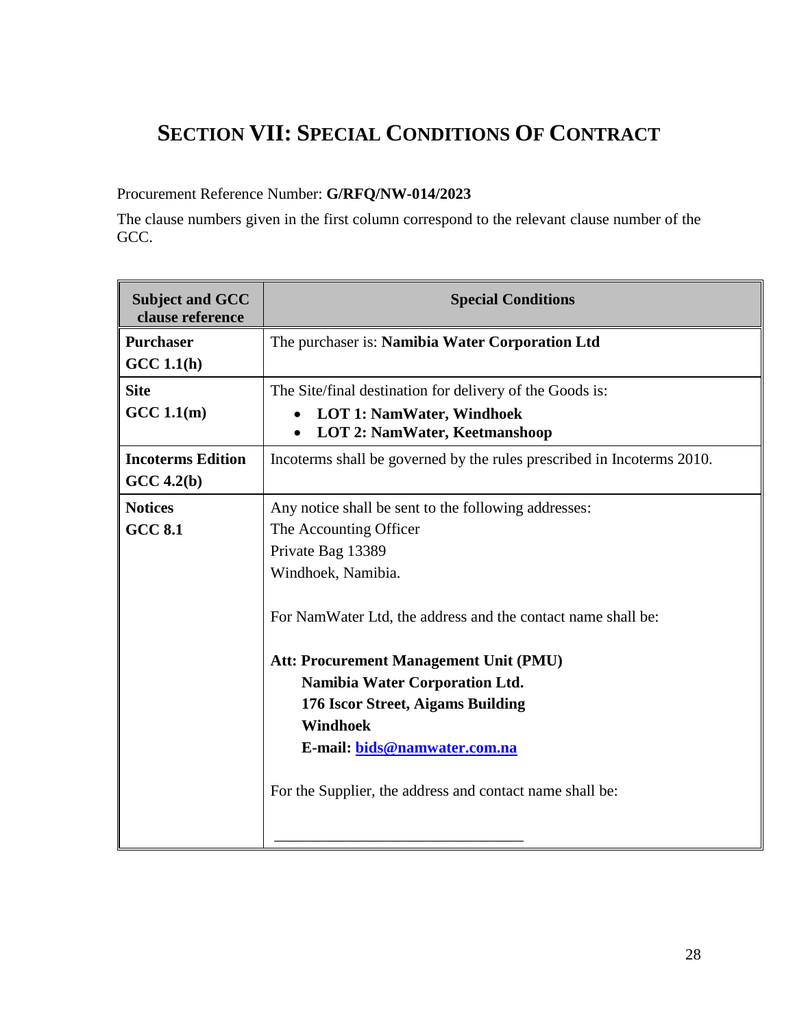# SECTION VII: SPECIAL CONDITIONS OF CONTRACT

Procurement Reference Number: **G/RFQ/NW-014/2023**

The clause numbers given in the first column correspond to the relevant clause number of the GCC.

| Subject and GCC clause reference | Special Conditions |
|---|---|
| **Purchaser**<br>**GCC 1.1(h)** | The purchaser is: **Namibia Water Corporation Ltd** |
| **Site**<br>**GCC 1.1(m)** | The Site/final destination for delivery of the Goods is:<br>• **LOT 1: NamWater, Windhoek**<br>• **LOT 2: NamWater, Keetmanshoop** |
| **Incoterms Edition**<br>**GCC 4.2(b)** | Incoterms shall be governed by the rules prescribed in Incoterms 2010. |
| **Notices**<br>**GCC 8.1** | Any notice shall be sent to the following addresses:<br>The Accounting Officer<br>Private Bag 13389<br>Windhoek, Namibia.<br><br>For NamWater Ltd, the address and the contact name shall be:<br><br>**Att: Procurement Management Unit (PMU)**<br>**Namibia Water Corporation Ltd.**<br>**176 Iscor Street, Aigams Building**<br>**Windhoek**<br>**E-mail: bids@namwater.com.na**<br><br>For the Supplier, the address and contact name shall be:<br><br>\_\_\_\_\_\_\_\_\_\_\_\_\_\_\_\_\_\_\_\_\_\_\_\_\_\_\_\_\_\_ |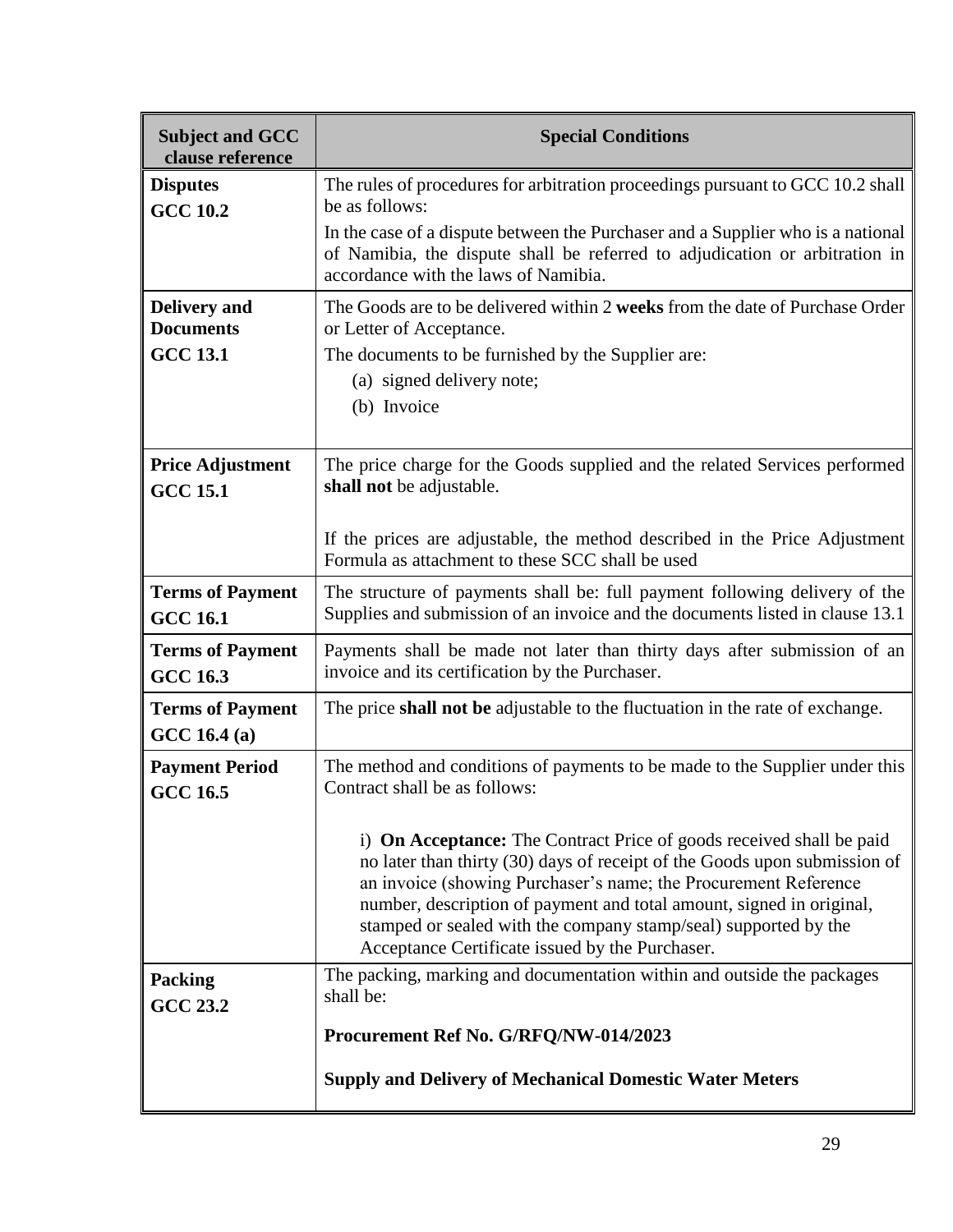| Subject and GCC clause reference | Special Conditions |
|---|---|
| **Disputes** <br> **GCC 10.2** | The rules of procedures for arbitration proceedings pursuant to GCC 10.2 shall be as follows: <br> In the case of a dispute between the Purchaser and a Supplier who is a national of Namibia, the dispute shall be referred to adjudication or arbitration in accordance with the laws of Namibia. |
| **Delivery and Documents** <br> **GCC 13.1** | The Goods are to be delivered within 2 **weeks** from the date of Purchase Order or Letter of Acceptance. <br> The documents to be furnished by the Supplier are: <br> (a) signed delivery note; <br> (b) Invoice |
| **Price Adjustment** <br> **GCC 15.1** | The price charge for the Goods supplied and the related Services performed **shall not** be adjustable. <br> If the prices are adjustable, the method described in the Price Adjustment Formula as attachment to these SCC shall be used |
| **Terms of Payment** <br> **GCC 16.1** | The structure of payments shall be: full payment following delivery of the Supplies and submission of an invoice and the documents listed in clause 13.1 |
| **Terms of Payment** <br> **GCC 16.3** | Payments shall be made not later than thirty days after submission of an invoice and its certification by the Purchaser. |
| **Terms of Payment** <br> GCC 16.4 (a) | The price **shall not be** adjustable to the fluctuation in the rate of exchange. |
| **Payment Period** <br> **GCC 16.5** | The method and conditions of payments to be made to the Supplier under this Contract shall be as follows: <br> i) **On Acceptance:** The Contract Price of goods received shall be paid no later than thirty (30) days of receipt of the Goods upon submission of an invoice (showing Purchaser's name; the Procurement Reference number, description of payment and total amount, signed in original, stamped or sealed with the company stamp/seal) supported by the Acceptance Certificate issued by the Purchaser. |
| **Packing** <br> **GCC 23.2** | The packing, marking and documentation within and outside the packages shall be: <br> **Procurement Ref No. G/RFQ/NW-014/2023** <br> **Supply and Delivery of Mechanical Domestic Water Meters** |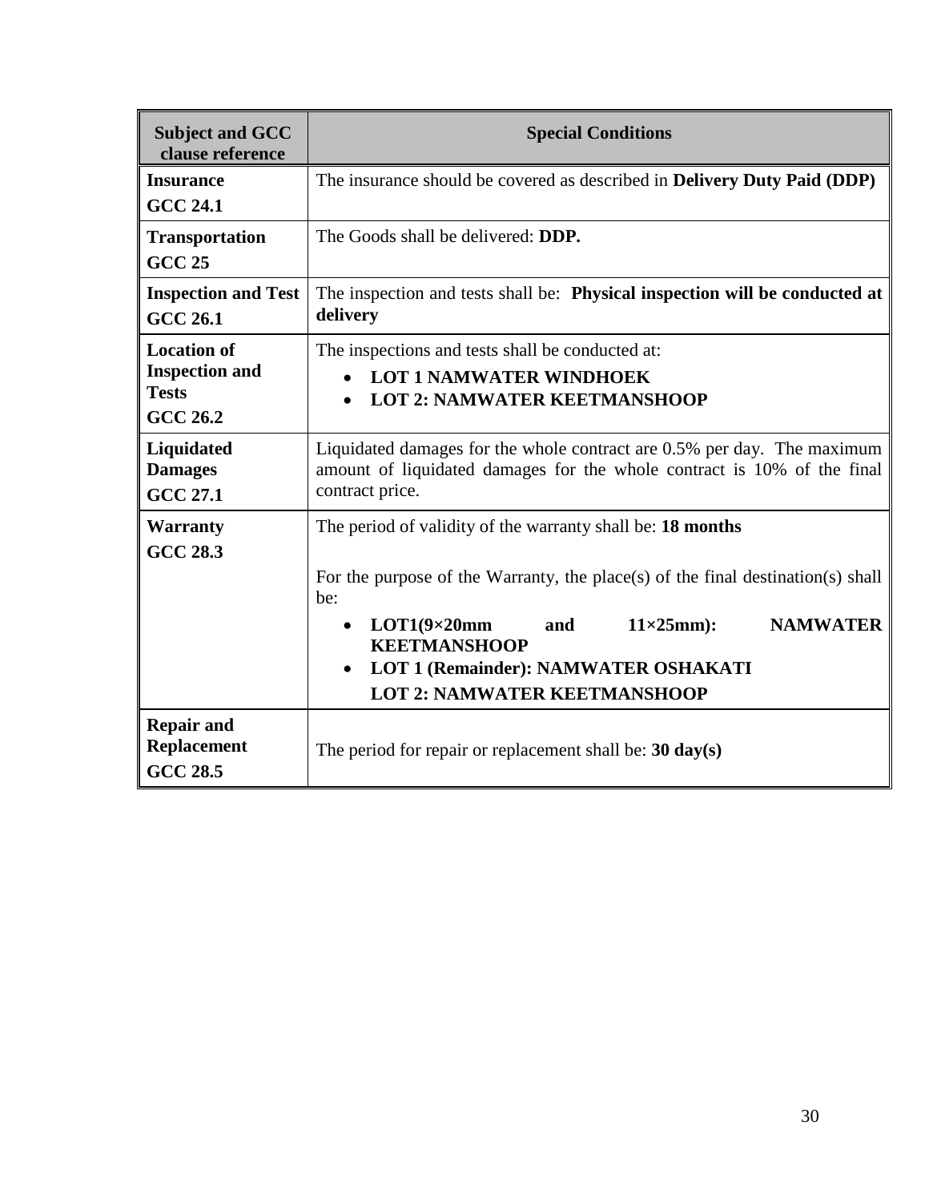| Subject and GCC clause reference | Special Conditions |
|---|---|
| **Insurance**<br>**GCC 24.1** | The insurance should be covered as described in **Delivery Duty Paid (DDP)** |
| **Transportation**<br>**GCC 25** | The Goods shall be delivered: **DDP.** |
| **Inspection and Test**<br>**GCC 26.1** | The inspection and tests shall be: **Physical inspection will be conducted at delivery** |
| **Location of Inspection and Tests**<br>**GCC 26.2** | The inspections and tests shall be conducted at:<br>• **LOT 1 NAMWATER WINDHOEK**<br>• **LOT 2: NAMWATER KEETMANSHOOP** |
| **Liquidated Damages**<br>**GCC 27.1** | Liquidated damages for the whole contract are 0.5% per day. The maximum amount of liquidated damages for the whole contract is 10% of the final contract price. |
| **Warranty**<br>**GCC 28.3** | The period of validity of the warranty shall be: **18 months**<br><br>For the purpose of the Warranty, the place(s) of the final destination(s) shall be:<br>• **LOT1(9×20mm and 11×25mm): NAMWATER KEETMANSHOOP**<br>• **LOT 1 (Remainder): NAMWATER OSHAKATI**<br>**LOT 2: NAMWATER KEETMANSHOOP** |
| **Repair and Replacement**<br>**GCC 28.5** | The period for repair or replacement shall be: **30 day(s)** |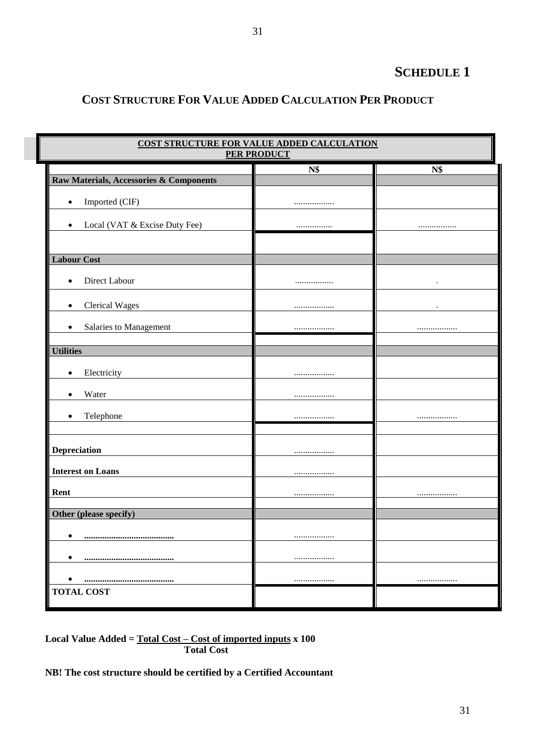# SCHEDULE 1

## COST STRUCTURE FOR VALUE ADDED CALCULATION PER PRODUCT

| COST STRUCTURE FOR VALUE ADDED CALCULATION PER PRODUCT | | |
|---|---|---|
| | **N$** | **N$** |
| **Raw Materials, Accessories & Components** | | |
| • Imported (CIF) | .................. | |
| • Local (VAT & Excise Duty Fee) | ................ | ................. |
| | | |
| **Labour Cost** | | |
| • Direct Labour | ................. | . |
| • Clerical Wages | .................. | . |
| • Salaries to Management | .................. | .................. |
| | | |
| **Utilities** | | |
| • Electricity | .................. | |
| • Water | .................. | |
| • Telephone | .................. | .................. |
| | | |
| **Depreciation** | .................. | |
| **Interest on Loans** | .................. | |
| **Rent** | .................. | .................. |
| | | |
| **Other (please specify)** | | |
| • **........................................** | .................. | |
| • **........................................** | .................. | |
| • **........................................** | .................. | .................. |
| **TOTAL COST** | | |

**Local Value Added =** $\frac{\text{Total Cost} - \text{Cost of imported inputs}}{\text{Total Cost}} \times 100$

**NB! The cost structure should be certified by a Certified Accountant**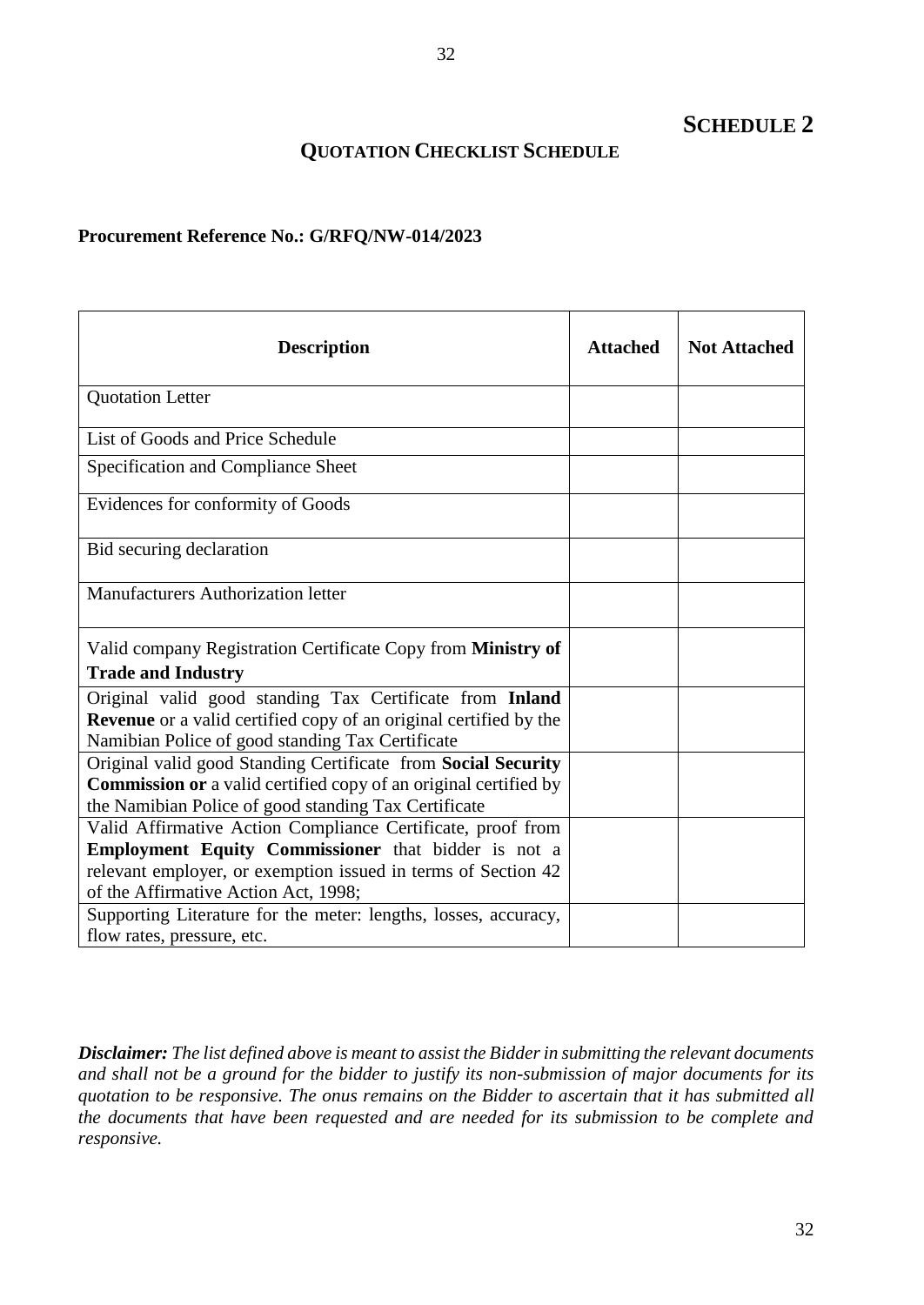# SCHEDULE 2

## QUOTATION CHECKLIST SCHEDULE

**Procurement Reference No.: G/RFQ/NW-014/2023**

| Description | Attached | Not Attached |
|---|---|---|
| Quotation Letter | | |
| List of Goods and Price Schedule | | |
| Specification and Compliance Sheet | | |
| Evidences for conformity of Goods | | |
| Bid securing declaration | | |
| Manufacturers Authorization letter | | |
| Valid company Registration Certificate Copy from **Ministry of Trade and Industry** | | |
| Original valid good standing Tax Certificate from **Inland Revenue** or a valid certified copy of an original certified by the Namibian Police of good standing Tax Certificate | | |
| Original valid good Standing Certificate from **Social Security Commission or** a valid certified copy of an original certified by the Namibian Police of good standing Tax Certificate | | |
| Valid Affirmative Action Compliance Certificate, proof from **Employment Equity Commissioner** that bidder is not a relevant employer, or exemption issued in terms of Section 42 of the Affirmative Action Act, 1998; | | |
| Supporting Literature for the meter: lengths, losses, accuracy, flow rates, pressure, etc. | | |

***Disclaimer:*** *The list defined above is meant to assist the Bidder in submitting the relevant documents and shall not be a ground for the bidder to justify its non-submission of major documents for its quotation to be responsive. The onus remains on the Bidder to ascertain that it has submitted all the documents that have been requested and are needed for its submission to be complete and responsive.*